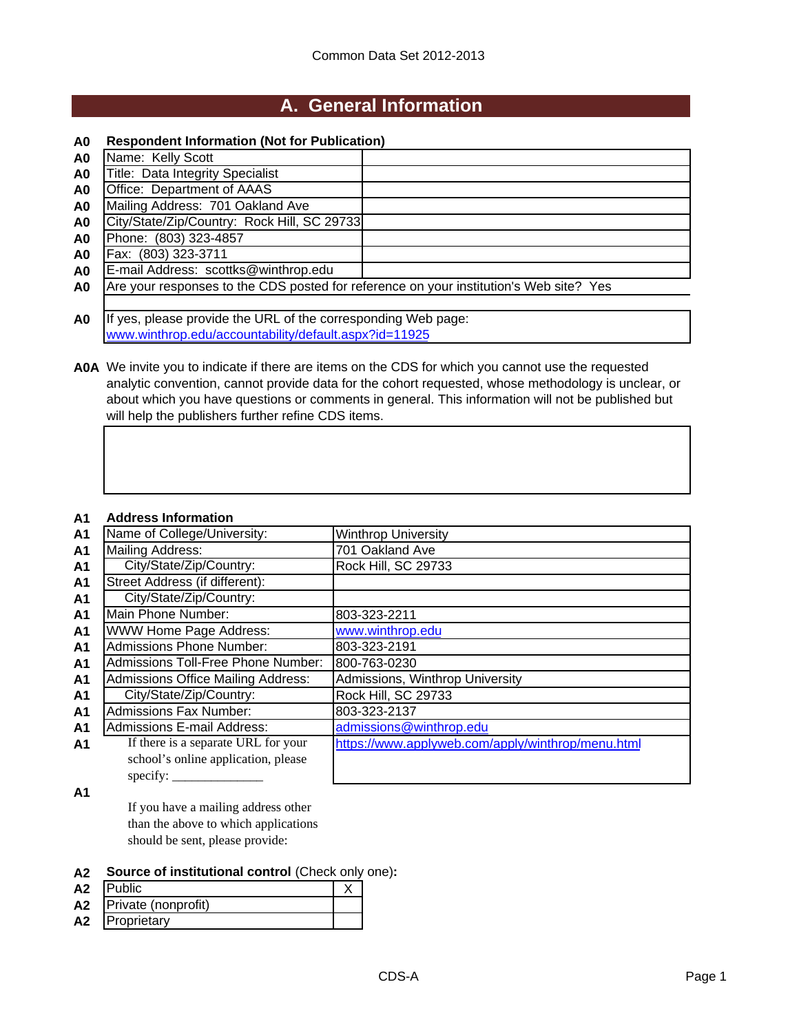Common Data Set 2012-2013

# A. General Information

**A0 Respondent Information (Not for Publication)**

| Code | Field | |
|---|---|---|
| A0 | Name: Kelly Scott | |
| A0 | Title: Data Integrity Specialist | |
| A0 | Office: Department of AAAS | |
| A0 | Mailing Address: 701 Oakland Ave | |
| A0 | City/State/Zip/Country: Rock Hill, SC 29733 | |
| A0 | Phone: (803) 323-4857 | |
| A0 | Fax: (803) 323-3711 | |
| A0 | E-mail Address: scottks@winthrop.edu | |

A0 Are your responses to the CDS posted for reference on your institution's Web site? Yes

A0 If yes, please provide the URL of the corresponding Web page:
www.winthrop.edu/accountability/default.aspx?id=11925

**A0A** We invite you to indicate if there are items on the CDS for which you cannot use the requested analytic convention, cannot provide data for the cohort requested, whose methodology is unclear, or about which you have questions or comments in general. This information will not be published but will help the publishers further refine CDS items.

**A1 Address Information**

| Code | Field | Value |
|---|---|---|
| A1 | Name of College/University: | Winthrop University |
| A1 | Mailing Address: | 701 Oakland Ave |
| A1 | City/State/Zip/Country: | Rock Hill, SC 29733 |
| A1 | Street Address (if different): | |
| A1 | City/State/Zip/Country: | |
| A1 | Main Phone Number: | 803-323-2211 |
| A1 | WWW Home Page Address: | www.winthrop.edu |
| A1 | Admissions Phone Number: | 803-323-2191 |
| A1 | Admissions Toll-Free Phone Number: | 800-763-0230 |
| A1 | Admissions Office Mailing Address: | Admissions, Winthrop University |
| A1 | City/State/Zip/Country: | Rock Hill, SC 29733 |
| A1 | Admissions Fax Number: | 803-323-2137 |
| A1 | Admissions E-mail Address: | admissions@winthrop.edu |
| A1 | If there is a separate URL for your school's online application, please specify: ______________ | https://www.applyweb.com/apply/winthrop/menu.html |
| A1 | If you have a mailing address other than the above to which applications should be sent, please provide: | |

**A2 Source of institutional control** (Check only one)**:**

| Code | Control | |
|---|---|---|
| A2 | Public | X |
| A2 | Private (nonprofit) | |
| A2 | Proprietary | |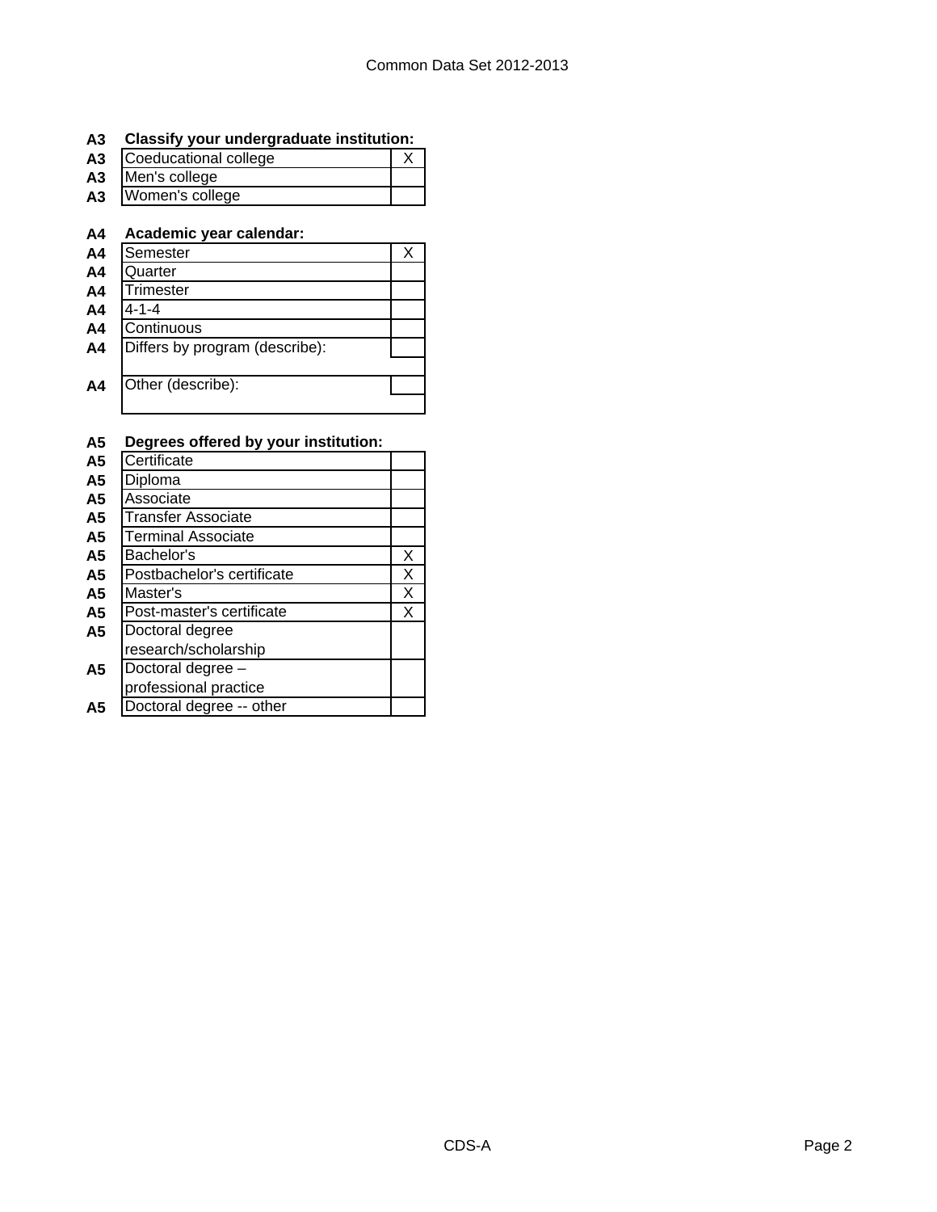| | **Classify your undergraduate institution:** | |
|---|---|---|
| A3 | Coeducational college | X |
| A3 | Men's college | |
| A3 | Women's college | |

| | **Academic year calendar:** | |
|---|---|---|
| A4 | Semester | X |
| A4 | Quarter | |
| A4 | Trimester | |
| A4 | 4-1-4 | |
| A4 | Continuous | |
| A4 | Differs by program (describe): | |
| A4 | Other (describe): | |

| | **Degrees offered by your institution:** | |
|---|---|---|
| A5 | Certificate | |
| A5 | Diploma | |
| A5 | Associate | |
| A5 | Transfer Associate | |
| A5 | Terminal Associate | |
| A5 | Bachelor's | X |
| A5 | Postbachelor's certificate | X |
| A5 | Master's | X |
| A5 | Post-master's certificate | X |
| A5 | Doctoral degree research/scholarship | |
| A5 | Doctoral degree – professional practice | |
| A5 | Doctoral degree -- other | |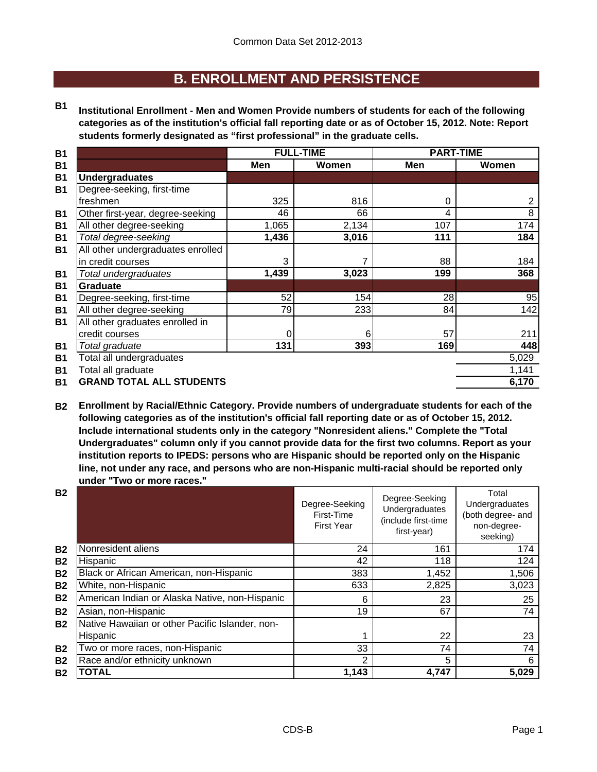# B. ENROLLMENT AND PERSISTENCE

**B1 Institutional Enrollment - Men and Women Provide numbers of students for each of the following categories as of the institution's official fall reporting date or as of October 15, 2012. Note: Report students formerly designated as "first professional" in the graduate cells.**

| | FULL-TIME | | PART-TIME | |
|---|---|---|---|---|
| | **Men** | **Women** | **Men** | **Women** |
| **Undergraduates** | | | | |
| Degree-seeking, first-time freshmen | 325 | 816 | 0 | 2 |
| Other first-year, degree-seeking | 46 | 66 | 4 | 8 |
| All other degree-seeking | 1,065 | 2,134 | 107 | 174 |
| *Total degree-seeking* | **1,436** | **3,016** | **111** | **184** |
| All other undergraduates enrolled in credit courses | 3 | 7 | 88 | 184 |
| *Total undergraduates* | **1,439** | **3,023** | **199** | **368** |
| **Graduate** | | | | |
| Degree-seeking, first-time | 52 | 154 | 28 | 95 |
| All other degree-seeking | 79 | 233 | 84 | 142 |
| All other graduates enrolled in credit courses | 0 | 6 | 57 | 211 |
| *Total graduate* | **131** | **393** | **169** | **448** |
| Total all undergraduates | | | | 5,029 |
| Total all graduate | | | | 1,141 |
| **GRAND TOTAL ALL STUDENTS** | | | | **6,170** |

**B2 Enrollment by Racial/Ethnic Category. Provide numbers of undergraduate students for each of the following categories as of the institution's official fall reporting date or as of October 15, 2012. Include international students only in the category "Nonresident aliens." Complete the "Total Undergraduates" column only if you cannot provide data for the first two columns. Report as your institution reports to IPEDS: persons who are Hispanic should be reported only on the Hispanic line, not under any race, and persons who are non-Hispanic multi-racial should be reported only under "Two or more races."**

| | Degree-Seeking First-Time First Year | Degree-Seeking Undergraduates (include first-time first-year) | Total Undergraduates (both degree- and non-degree-seeking) |
|---|---|---|---|
| Nonresident aliens | 24 | 161 | 174 |
| Hispanic | 42 | 118 | 124 |
| Black or African American, non-Hispanic | 383 | 1,452 | 1,506 |
| White, non-Hispanic | 633 | 2,825 | 3,023 |
| American Indian or Alaska Native, non-Hispanic | 6 | 23 | 25 |
| Asian, non-Hispanic | 19 | 67 | 74 |
| Native Hawaiian or other Pacific Islander, non-Hispanic | 1 | 22 | 23 |
| Two or more races, non-Hispanic | 33 | 74 | 74 |
| Race and/or ethnicity unknown | 2 | 5 | 6 |
| **TOTAL** | **1,143** | **4,747** | **5,029** |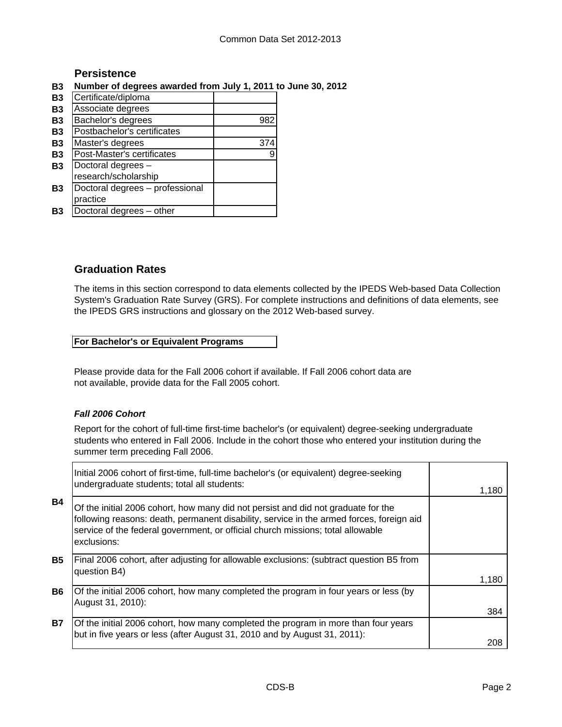## Persistence

**B3 Number of degrees awarded from July 1, 2011 to June 30, 2012**

| | | |
|---|---|---|
| B3 | Certificate/diploma | |
| B3 | Associate degrees | |
| B3 | Bachelor's degrees | 982 |
| B3 | Postbachelor's certificates | |
| B3 | Master's degrees | 374 |
| B3 | Post-Master's certificates | 9 |
| B3 | Doctoral degrees – research/scholarship | |
| B3 | Doctoral degrees – professional practice | |
| B3 | Doctoral degrees – other | |

## Graduation Rates

The items in this section correspond to data elements collected by the IPEDS Web-based Data Collection System's Graduation Rate Survey (GRS). For complete instructions and definitions of data elements, see the IPEDS GRS instructions and glossary on the 2012 Web-based survey.

**For Bachelor's or Equivalent Programs**

Please provide data for the Fall 2006 cohort if available. If Fall 2006 cohort data are not available, provide data for the Fall 2005 cohort.

***Fall 2006 Cohort***

Report for the cohort of full-time first-time bachelor's (or equivalent) degree-seeking undergraduate students who entered in Fall 2006. Include in the cohort those who entered your institution during the summer term preceding Fall 2006.

| | | |
|---|---|---|
| | Initial 2006 cohort of first-time, full-time bachelor's (or equivalent) degree-seeking undergraduate students; total all students: | 1,180 |
| B4 | Of the initial 2006 cohort, how many did not persist and did not graduate for the following reasons: death, permanent disability, service in the armed forces, foreign aid service of the federal government, or official church missions; total allowable exclusions: | |
| B5 | Final 2006 cohort, after adjusting for allowable exclusions: (subtract question B5 from question B4) | 1,180 |
| B6 | Of the initial 2006 cohort, how many completed the program in four years or less (by August 31, 2010): | 384 |
| B7 | Of the initial 2006 cohort, how many completed the program in more than four years but in five years or less (after August 31, 2010 and by August 31, 2011): | 208 |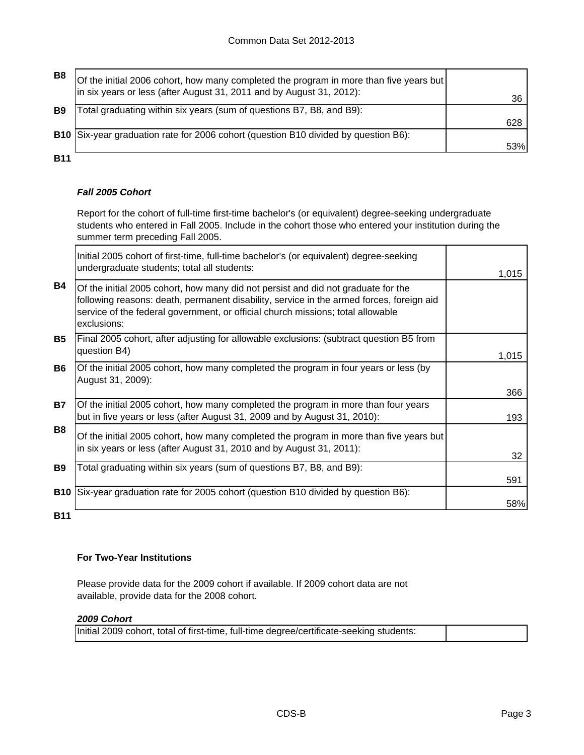| | | |
|---|---|---|
| B8 | Of the initial 2006 cohort, how many completed the program in more than five years but in six years or less (after August 31, 2011 and by August 31, 2012): | 36 |
| B9 | Total graduating within six years (sum of questions B7, B8, and B9): | 628 |
| B10 | Six-year graduation rate for 2006 cohort (question B10 divided by question B6): | 53% |

**B11**

***Fall 2005 Cohort***

Report for the cohort of full-time first-time bachelor's (or equivalent) degree-seeking undergraduate students who entered in Fall 2005. Include in the cohort those who entered your institution during the summer term preceding Fall 2005.

| | | |
|---|---|---|
| | Initial 2005 cohort of first-time, full-time bachelor's (or equivalent) degree-seeking undergraduate students; total all students: | 1,015 |
| B4 | Of the initial 2005 cohort, how many did not persist and did not graduate for the following reasons: death, permanent disability, service in the armed forces, foreign aid service of the federal government, or official church missions; total allowable exclusions: | |
| B5 | Final 2005 cohort, after adjusting for allowable exclusions: (subtract question B5 from question B4) | 1,015 |
| B6 | Of the initial 2005 cohort, how many completed the program in four years or less (by August 31, 2009): | 366 |
| B7 | Of the initial 2005 cohort, how many completed the program in more than four years but in five years or less (after August 31, 2009 and by August 31, 2010): | 193 |
| B8 | Of the initial 2005 cohort, how many completed the program in more than five years but in six years or less (after August 31, 2010 and by August 31, 2011): | 32 |
| B9 | Total graduating within six years (sum of questions B7, B8, and B9): | 591 |
| B10 | Six-year graduation rate for 2005 cohort (question B10 divided by question B6): | 58% |

**B11**

**For Two-Year Institutions**

Please provide data for the 2009 cohort if available. If 2009 cohort data are not available, provide data for the 2008 cohort.

***2009 Cohort***

| | |
|---|---|
| Initial 2009 cohort, total of first-time, full-time degree/certificate-seeking students: | |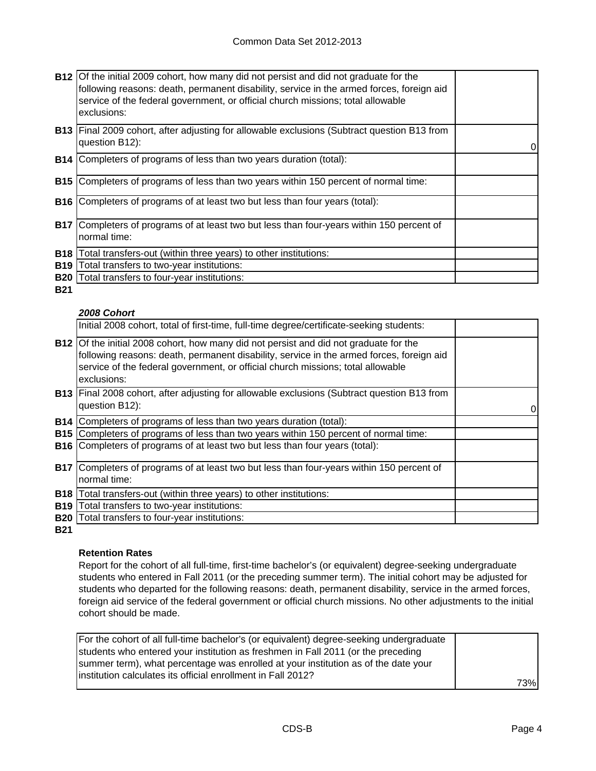| | | |
|---|---|---|
| **B12** | Of the initial 2009 cohort, how many did not persist and did not graduate for the following reasons: death, permanent disability, service in the armed forces, foreign aid service of the federal government, or official church missions; total allowable exclusions: | |
| **B13** | Final 2009 cohort, after adjusting for allowable exclusions (Subtract question B13 from question B12): | 0 |
| **B14** | Completers of programs of less than two years duration (total): | |
| **B15** | Completers of programs of less than two years within 150 percent of normal time: | |
| **B16** | Completers of programs of at least two but less than four years (total): | |
| **B17** | Completers of programs of at least two but less than four-years within 150 percent of normal time: | |
| **B18** | Total transfers-out (within three years) to other institutions: | |
| **B19** | Total transfers to two-year institutions: | |
| **B20** | Total transfers to four-year institutions: | |
| **B21** | | |

***2008 Cohort***

| | | |
|---|---|---|
| | Initial 2008 cohort, total of first-time, full-time degree/certificate-seeking students: | |
| **B12** | Of the initial 2008 cohort, how many did not persist and did not graduate for the following reasons: death, permanent disability, service in the armed forces, foreign aid service of the federal government, or official church missions; total allowable exclusions: | |
| **B13** | Final 2008 cohort, after adjusting for allowable exclusions (Subtract question B13 from question B12): | 0 |
| **B14** | Completers of programs of less than two years duration (total): | |
| **B15** | Completers of programs of less than two years within 150 percent of normal time: | |
| **B16** | Completers of programs of at least two but less than four years (total): | |
| **B17** | Completers of programs of at least two but less than four-years within 150 percent of normal time: | |
| **B18** | Total transfers-out (within three years) to other institutions: | |
| **B19** | Total transfers to two-year institutions: | |
| **B20** | Total transfers to four-year institutions: | |
| **B21** | | |

**Retention Rates**

Report for the cohort of all full-time, first-time bachelor's (or equivalent) degree-seeking undergraduate students who entered in Fall 2011 (or the preceding summer term). The initial cohort may be adjusted for students who departed for the following reasons: death, permanent disability, service in the armed forces, foreign aid service of the federal government or official church missions. No other adjustments to the initial cohort should be made.

| | |
|---|---|
| For the cohort of all full-time bachelor's (or equivalent) degree-seeking undergraduate students who entered your institution as freshmen in Fall 2011 (or the preceding summer term), what percentage was enrolled at your institution as of the date your institution calculates its official enrollment in Fall 2012? | 73% |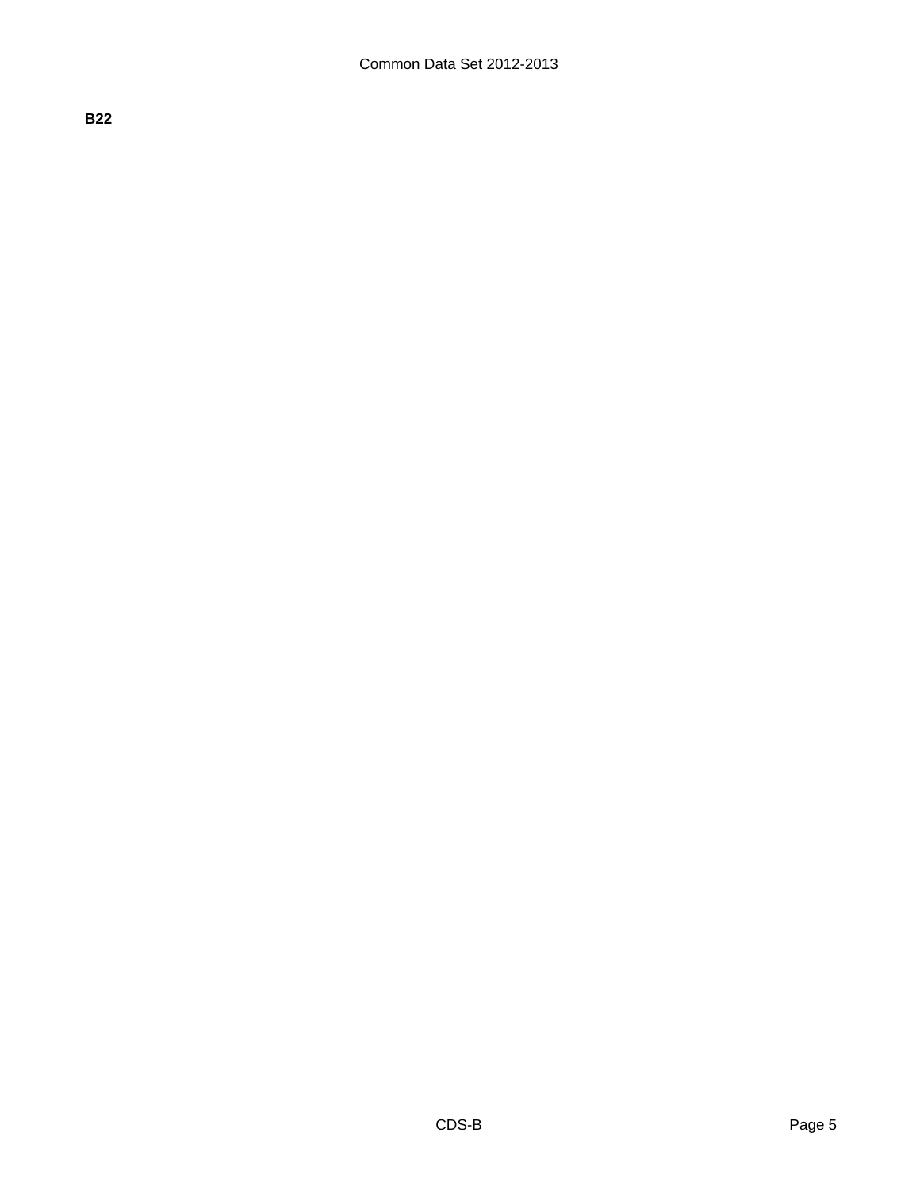**B22**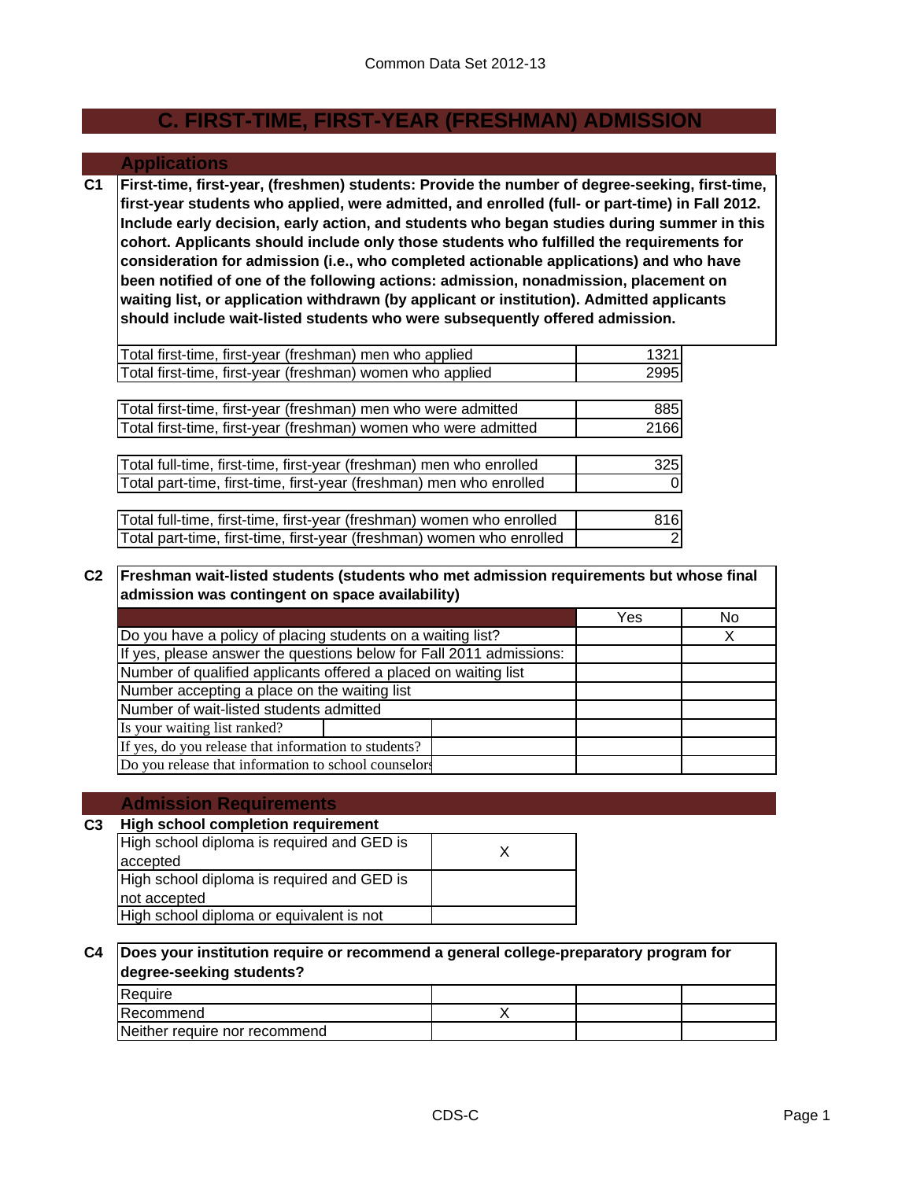Common Data Set 2012-13

# C. FIRST-TIME, FIRST-YEAR (FRESHMAN) ADMISSION

## Applications

**C1** **First-time, first-year, (freshmen) students: Provide the number of degree-seeking, first-time, first-year students who applied, were admitted, and enrolled (full- or part-time) in Fall 2012. Include early decision, early action, and students who began studies during summer in this cohort. Applicants should include only those students who fulfilled the requirements for consideration for admission (i.e., who completed actionable applications) and who have been notified of one of the following actions: admission, nonadmission, placement on waiting list, or application withdrawn (by applicant or institution). Admitted applicants should include wait-listed students who were subsequently offered admission.**

| | |
|---|---|
| Total first-time, first-year (freshman) men who applied | 1321 |
| Total first-time, first-year (freshman) women who applied | 2995 |
| Total first-time, first-year (freshman) men who were admitted | 885 |
| Total first-time, first-year (freshman) women who were admitted | 2166 |
| Total full-time, first-time, first-year (freshman) men who enrolled | 325 |
| Total part-time, first-time, first-year (freshman) men who enrolled | 0 |
| Total full-time, first-time, first-year (freshman) women who enrolled | 816 |
| Total part-time, first-time, first-year (freshman) women who enrolled | 2 |

**C2** **Freshman wait-listed students (students who met admission requirements but whose final admission was contingent on space availability)**

| | Yes | No |
|---|---|---|
| Do you have a policy of placing students on a waiting list? | | X |
| If yes, please answer the questions below for Fall 2011 admissions: | | |
| Number of qualified applicants offered a placed on waiting list | | |
| Number accepting a place on the waiting list | | |
| Number of wait-listed students admitted | | |
| Is your waiting list ranked? | | |
| If yes, do you release that information to students? | | |
| Do you release that information to school counselors | | |

## Admission Requirements

**C3** **High school completion requirement**

| | |
|---|---|
| High school diploma is required and GED is accepted | X |
| High school diploma is required and GED is not accepted | |
| High school diploma or equivalent is not | |

**C4** **Does your institution require or recommend a general college-preparatory program for degree-seeking students?**

| | |
|---|---|
| Require | |
| Recommend | X |
| Neither require nor recommend | |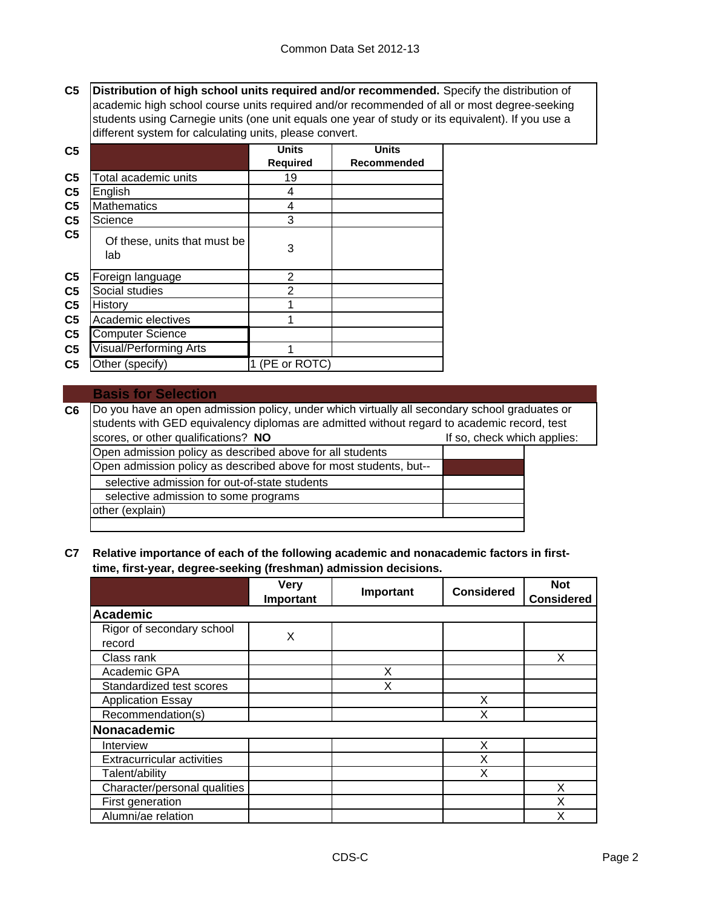**C5** **Distribution of high school units required and/or recommended.** Specify the distribution of academic high school course units required and/or recommended of all or most degree-seeking students using Carnegie units (one unit equals one year of study or its equivalent). If you use a different system for calculating units, please convert.

| | Units Required | Units Recommended |
|---|---|---|
| Total academic units | 19 | |
| English | 4 | |
| Mathematics | 4 | |
| Science | 3 | |
| Of these, units that must be lab | 3 | |
| Foreign language | 2 | |
| Social studies | 2 | |
| History | 1 | |
| Academic electives | 1 | |
| Computer Science | | |
| Visual/Performing Arts | 1 | |
| Other (specify) | 1 (PE or ROTC) | |

## Basis for Selection

**C6** Do you have an open admission policy, under which virtually all secondary school graduates or students with GED equivalency diplomas are admitted without regard to academic record, test scores, or other qualifications? **NO** If so, check which applies:

| | |
|---|---|
| Open admission policy as described above for all students | |
| Open admission policy as described above for most students, but-- | |
| selective admission for out-of-state students | |
| selective admission to some programs | |
| other (explain) | |

**C7** **Relative importance of each of the following academic and nonacademic factors in first-time, first-year, degree-seeking (freshman) admission decisions.**

| | Very Important | Important | Considered | Not Considered |
|---|---|---|---|---|
| **Academic** | | | | |
| Rigor of secondary school record | X | | | |
| Class rank | | | | X |
| Academic GPA | | X | | |
| Standardized test scores | | X | | |
| Application Essay | | | X | |
| Recommendation(s) | | | X | |
| **Nonacademic** | | | | |
| Interview | | | X | |
| Extracurricular activities | | | X | |
| Talent/ability | | | X | |
| Character/personal qualities | | | | X |
| First generation | | | | X |
| Alumni/ae relation | | | | X |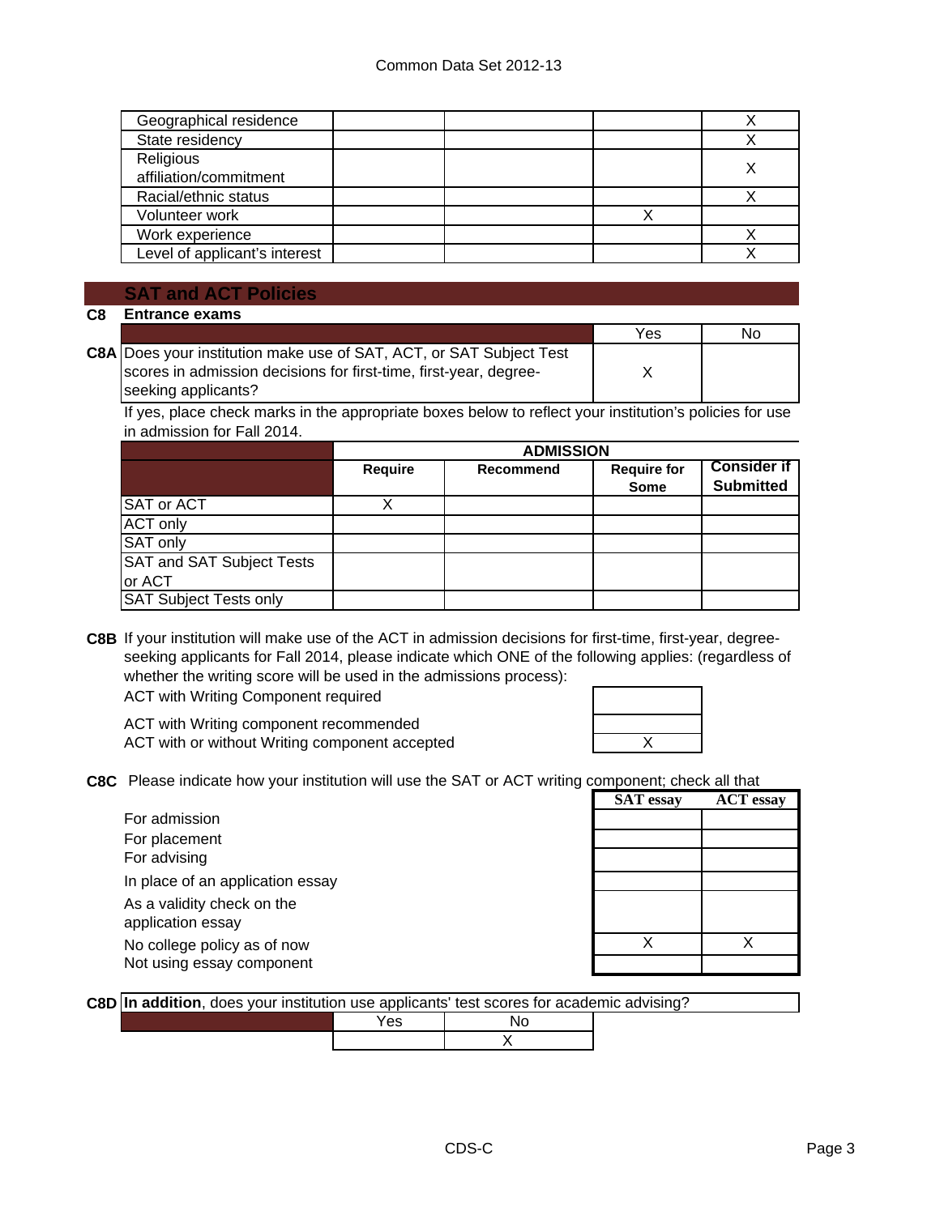| | | | | |
|---|---|---|---|---|
| Geographical residence | | | | X |
| State residency | | | | X |
| Religious affiliation/commitment | | | | X |
| Racial/ethnic status | | | | X |
| Volunteer work | | | X | |
| Work experience | | | | X |
| Level of applicant's interest | | | | X |

## SAT and ACT Policies

**C8 Entrance exams**

| | Yes | No |
|---|---|---|
| **C8A** Does your institution make use of SAT, ACT, or SAT Subject Test scores in admission decisions for first-time, first-year, degree-seeking applicants? | X | |

If yes, place check marks in the appropriate boxes below to reflect your institution's policies for use in admission for Fall 2014.

| | ADMISSION | | | |
|---|---|---|---|---|
| | **Require** | **Recommend** | **Require for Some** | **Consider if Submitted** |
| SAT or ACT | X | | | |
| ACT only | | | | |
| SAT only | | | | |
| SAT and SAT Subject Tests or ACT | | | | |
| SAT Subject Tests only | | | | |

**C8B** If your institution will make use of the ACT in admission decisions for first-time, first-year, degree-seeking applicants for Fall 2014, please indicate which ONE of the following applies: (regardless of whether the writing score will be used in the admissions process):

| | |
|---|---|
| ACT with Writing Component required | |
| ACT with Writing component recommended | |
| ACT with or without Writing component accepted | X |

**C8C** Please indicate how your institution will use the SAT or ACT writing component; check all that

| | SAT essay | ACT essay |
|---|---|---|
| For admission | | |
| For placement | | |
| For advising | | |
| In place of an application essay | | |
| As a validity check on the application essay | | |
| No college policy as of now | X | X |
| Not using essay component | | |

**C8D** **In addition**, does your institution use applicants' test scores for academic advising?

| | Yes | No |
|---|---|---|
| | | X |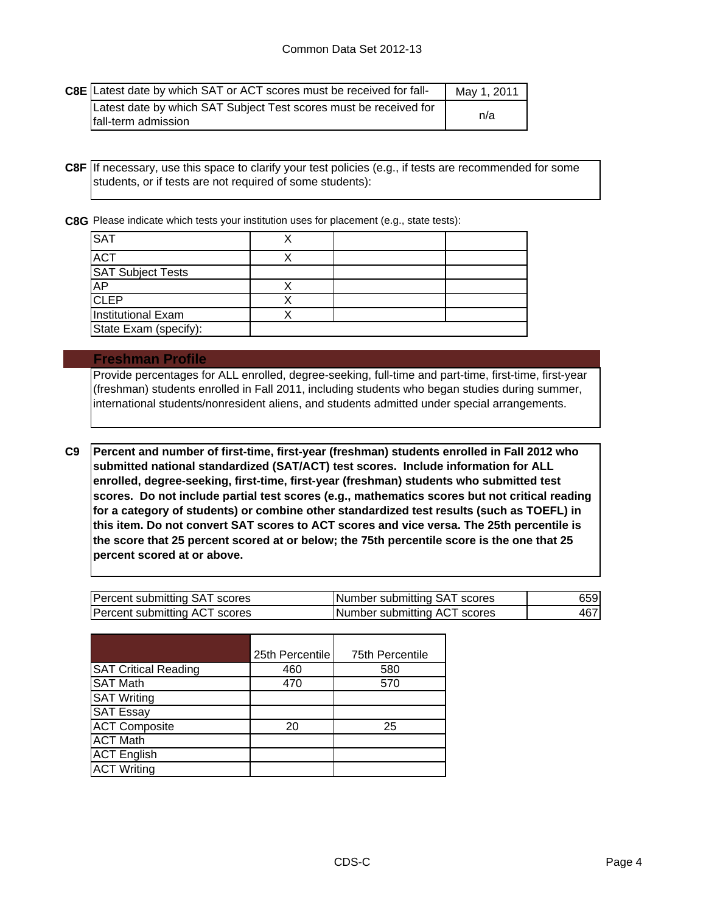Common Data Set 2012-13

| C8E | | |
|---|---|---|
| | Latest date by which SAT or ACT scores must be received for fall- | May 1, 2011 |
| | Latest date by which SAT Subject Test scores must be received for fall-term admission | n/a |

**C8F** If necessary, use this space to clarify your test policies (e.g., if tests are recommended for some students, or if tests are not required of some students):

**C8G** Please indicate which tests your institution uses for placement (e.g., state tests):

| Test | | | |
|---|---|---|---|
| SAT | X | | |
| ACT | X | | |
| SAT Subject Tests | | | |
| AP | X | | |
| CLEP | X | | |
| Institutional Exam | X | | |
| State Exam (specify): | | | |

## Freshman Profile

Provide percentages for ALL enrolled, degree-seeking, full-time and part-time, first-time, first-year (freshman) students enrolled in Fall 2011, including students who began studies during summer, international students/nonresident aliens, and students admitted under special arrangements.

**C9** **Percent and number of first-time, first-year (freshman) students enrolled in Fall 2012 who submitted national standardized (SAT/ACT) test scores. Include information for ALL enrolled, degree-seeking, first-time, first-year (freshman) students who submitted test scores. Do not include partial test scores (e.g., mathematics scores but not critical reading for a category of students) or combine other standardized test results (such as TOEFL) in this item. Do not convert SAT scores to ACT scores and vice versa. The 25th percentile is the score that 25 percent scored at or below; the 75th percentile score is the one that 25 percent scored at or above.**

| | | | |
|---|---|---|---|
| Percent submitting SAT scores | | Number submitting SAT scores | 659 |
| Percent submitting ACT scores | | Number submitting ACT scores | 467 |

| | 25th Percentile | 75th Percentile |
|---|---|---|
| SAT Critical Reading | 460 | 580 |
| SAT Math | 470 | 570 |
| SAT Writing | | |
| SAT Essay | | |
| ACT Composite | 20 | 25 |
| ACT Math | | |
| ACT English | | |
| ACT Writing | | |

CDS-C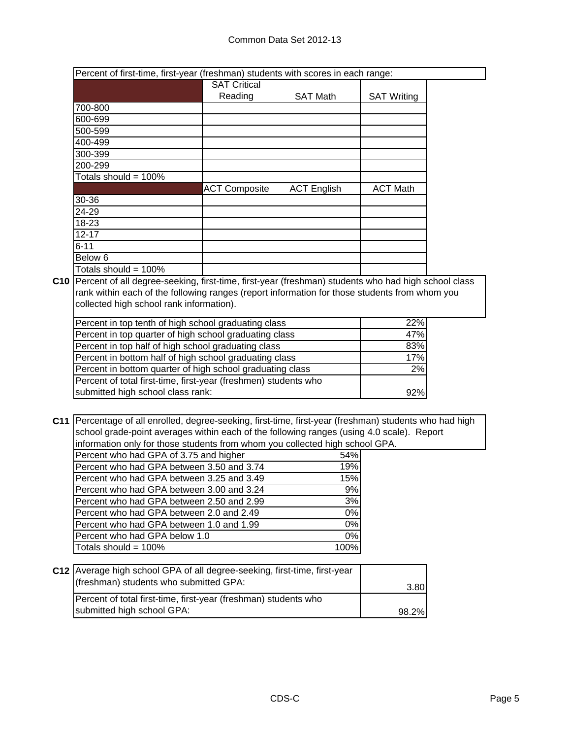| Percent of first-time, first-year (freshman) students with scores in each range: | | | |
|---|---|---|---|
| | SAT Critical Reading | SAT Math | SAT Writing |
| 700-800 | | | |
| 600-699 | | | |
| 500-599 | | | |
| 400-499 | | | |
| 300-399 | | | |
| 200-299 | | | |
| Totals should = 100% | | | |
| | ACT Composite | ACT English | ACT Math |
| 30-36 | | | |
| 24-29 | | | |
| 18-23 | | | |
| 12-17 | | | |
| 6-11 | | | |
| Below 6 | | | |
| Totals should = 100% | | | |

**C10** Percent of all degree-seeking, first-time, first-year (freshman) students who had high school class rank within each of the following ranges (report information for those students from whom you collected high school rank information).

| | |
|---|---|
| Percent in top tenth of high school graduating class | 22% |
| Percent in top quarter of high school graduating class | 47% |
| Percent in top half of high school graduating class | 83% |
| Percent in bottom half of high school graduating class | 17% |
| Percent in bottom quarter of high school graduating class | 2% |
| Percent of total first-time, first-year (freshmen) students who submitted high school class rank: | 92% |

**C11** Percentage of all enrolled, degree-seeking, first-time, first-year (freshman) students who had high school grade-point averages within each of the following ranges (using 4.0 scale). Report information only for those students from whom you collected high school GPA.

| | |
|---|---|
| Percent who had GPA of 3.75 and higher | 54% |
| Percent who had GPA between 3.50 and 3.74 | 19% |
| Percent who had GPA between 3.25 and 3.49 | 15% |
| Percent who had GPA between 3.00 and 3.24 | 9% |
| Percent who had GPA between 2.50 and 2.99 | 3% |
| Percent who had GPA between 2.0 and 2.49 | 0% |
| Percent who had GPA between 1.0 and 1.99 | 0% |
| Percent who had GPA below 1.0 | 0% |
| Totals should = 100% | 100% |

**C12**

| | |
|---|---|
| Average high school GPA of all degree-seeking, first-time, first-year (freshman) students who submitted GPA: | 3.80 |
| Percent of total first-time, first-year (freshman) students who submitted high school GPA: | 98.2% |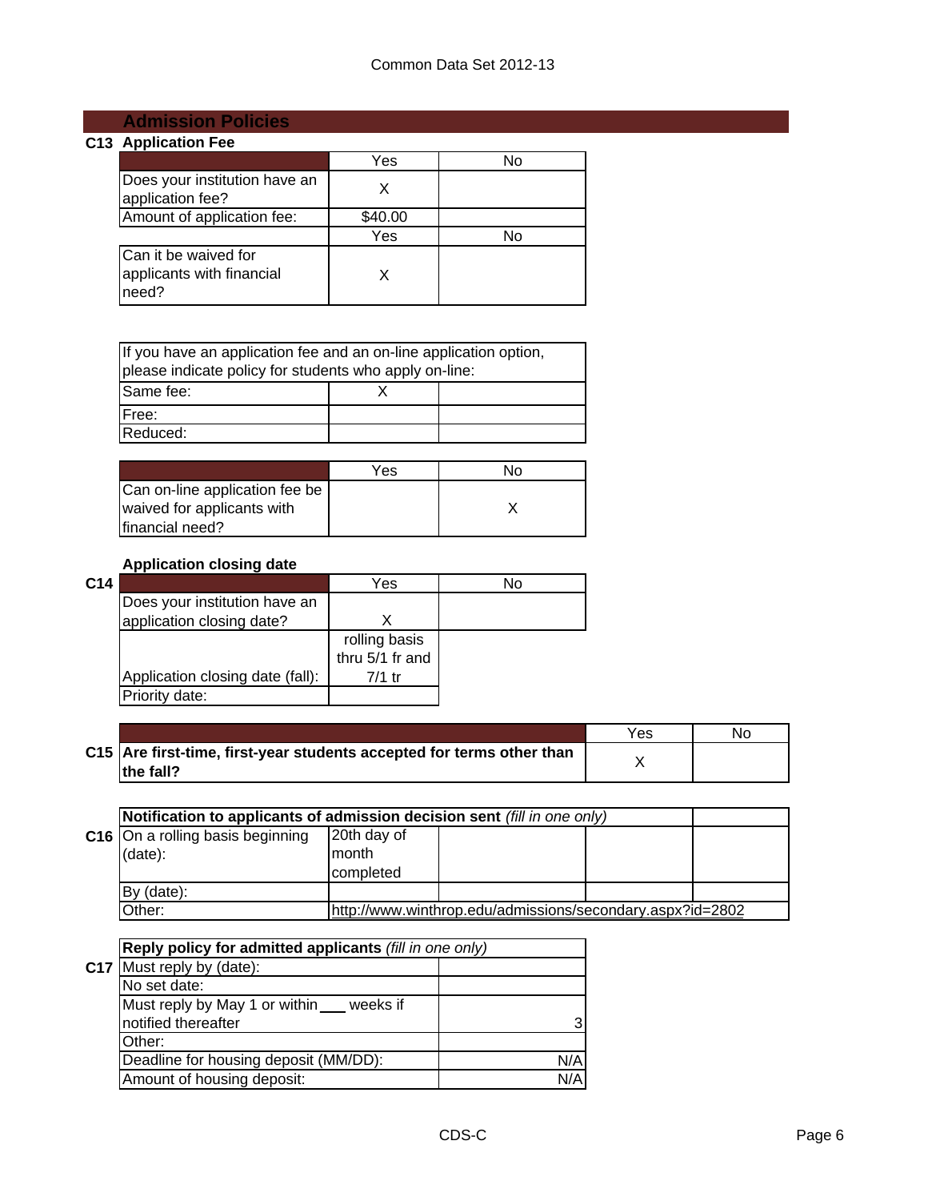## Admission Policies

### C13 Application Fee

| | Yes | No |
|---|---|---|
| Does your institution have an application fee? | X | |
| Amount of application fee: | $40.00 | |

| | Yes | No |
|---|---|---|
| Can it be waived for applicants with financial need? | X | |

| If you have an application fee and an on-line application option, please indicate policy for students who apply on-line: | | |
|---|---|---|
| Same fee: | X | |
| Free: | | |
| Reduced: | | |

| | Yes | No |
|---|---|---|
| Can on-line application fee be waived for applicants with financial need? | | X |

### Application closing date

**C14**

| | Yes | No |
|---|---|---|
| Does your institution have an application closing date? | X | |
| Application closing date (fall): | rolling basis thru 5/1 fr and 7/1 tr | |
| Priority date: | | |

| | Yes | No |
|---|---|---|
| **C15 Are first-time, first-year students accepted for terms other than the fall?** | X | |

**C16**

| **Notification to applicants of admission decision sent** *(fill in one only)* | | |
|---|---|---|
| On a rolling basis beginning (date): | 20th day of month completed | |
| By (date): | | |
| Other: | http://www.winthrop.edu/admissions/secondary.aspx?id=2802 | |

**C17**

| **Reply policy for admitted applicants** *(fill in one only)* | |
|---|---|
| Must reply by (date): | |
| No set date: | |
| Must reply by May 1 or within ___ weeks if notified thereafter | 3 |
| Other: | |
| Deadline for housing deposit (MM/DD): | N/A |
| Amount of housing deposit: | N/A |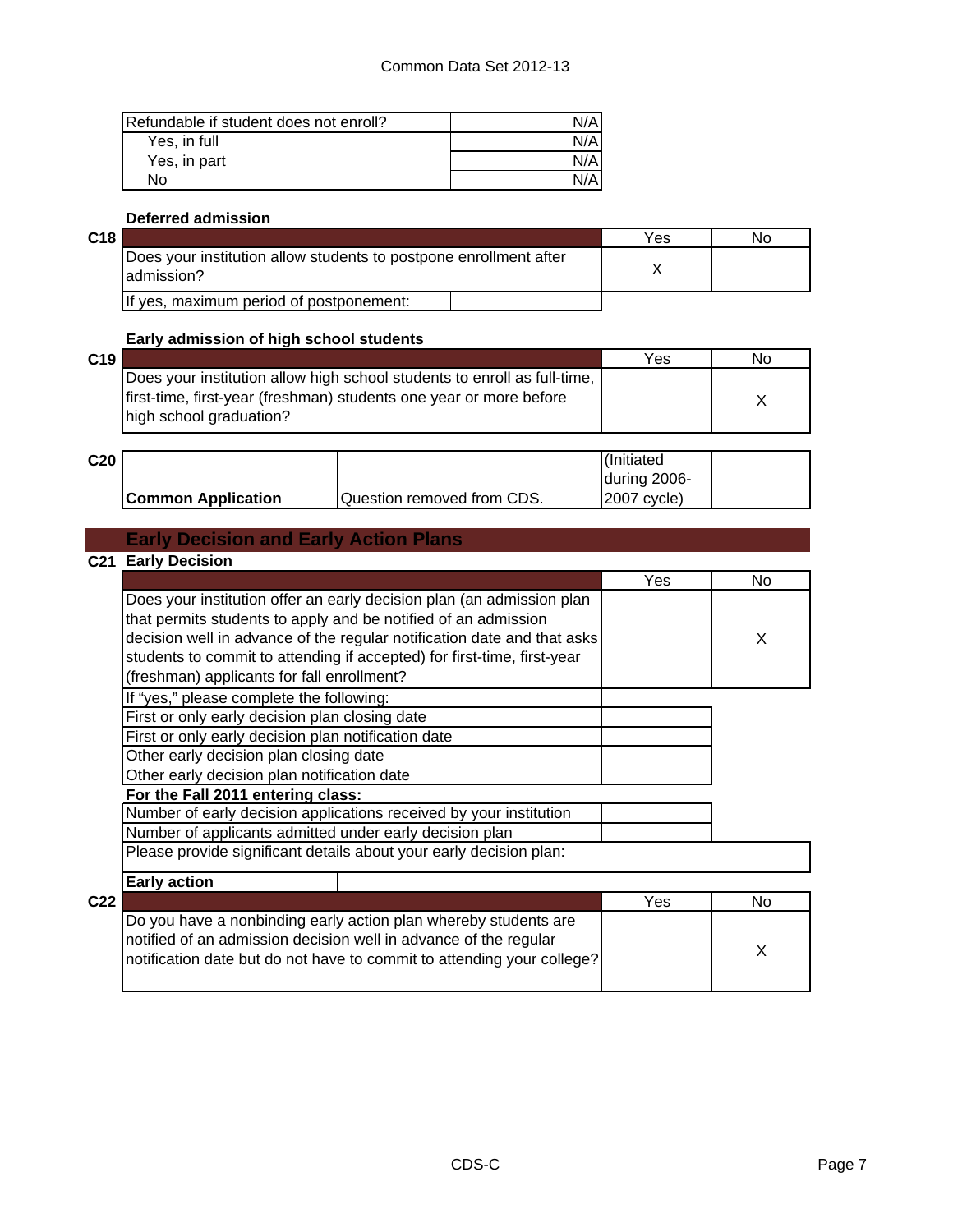| Refundable if student does not enroll? | N/A |
|---|---|
| Yes, in full | N/A |
| Yes, in part | N/A |
| No | N/A |

**Deferred admission**

| C18 | | Yes | No |
|---|---|---|---|
| | Does your institution allow students to postpone enrollment after admission? | X | |
| | If yes, maximum period of postponement: | | |

**Early admission of high school students**

| C19 | | Yes | No |
|---|---|---|---|
| | Does your institution allow high school students to enroll as full-time, first-time, first-year (freshman) students one year or more before high school graduation? | | X |

| C20 | Common Application | Question removed from CDS. | (Initiated during 2006-2007 cycle) | |
|---|---|---|---|---|

## Early Decision and Early Action Plans

**C21 Early Decision**

| | Yes | No |
|---|---|---|
| Does your institution offer an early decision plan (an admission plan that permits students to apply and be notified of an admission decision well in advance of the regular notification date and that asks students to commit to attending if accepted) for first-time, first-year (freshman) applicants for fall enrollment? | | X |
| If "yes," please complete the following: | | |
| First or only early decision plan closing date | | |
| First or only early decision plan notification date | | |
| Other early decision plan closing date | | |
| Other early decision plan notification date | | |
| **For the Fall 2011 entering class:** | | |
| Number of early decision applications received by your institution | | |
| Number of applicants admitted under early decision plan | | |
| Please provide significant details about your early decision plan: | | |

**Early action**

| C22 | | Yes | No |
|---|---|---|---|
| | Do you have a nonbinding early action plan whereby students are notified of an admission decision well in advance of the regular notification date but do not have to commit to attending your college? | | X |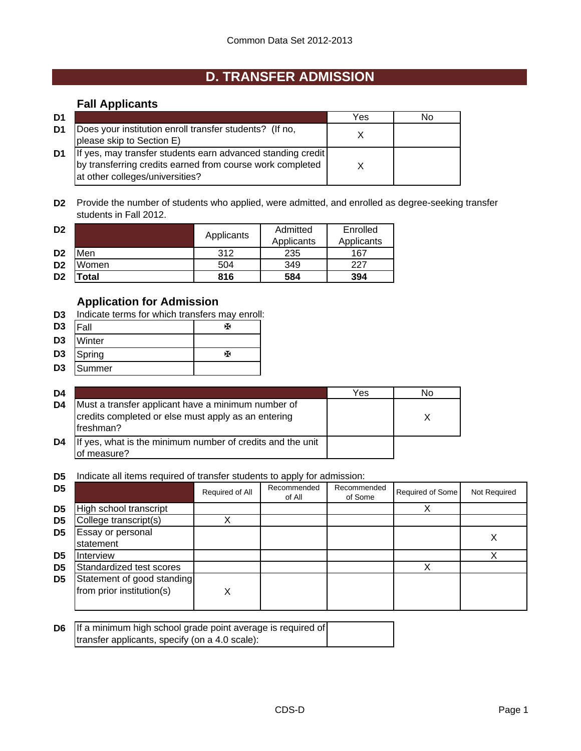Common Data Set 2012-2013

# D. TRANSFER ADMISSION

## Fall Applicants

| | | Yes | No |
|---|---|---|---|
| D1 | Does your institution enroll transfer students? (If no, please skip to Section E) | X | |
| D1 | If yes, may transfer students earn advanced standing credit by transferring credits earned from course work completed at other colleges/universities? | X | |

**D2** Provide the number of students who applied, were admitted, and enrolled as degree-seeking transfer students in Fall 2012.

| D2 | | Applicants | Admitted Applicants | Enrolled Applicants |
|---|---|---|---|---|
| D2 | Men | 312 | 235 | 167 |
| D2 | Women | 504 | 349 | 227 |
| D2 | **Total** | **816** | **584** | **394** |

## Application for Admission

**D3** Indicate terms for which transfers may enroll:

| D3 | Term | |
|---|---|---|
| D3 | Fall | ✠ |
| D3 | Winter | |
| D3 | Spring | ✠ |
| D3 | Summer | |

| | | Yes | No |
|---|---|---|---|
| D4 | Must a transfer applicant have a minimum number of credits completed or else must apply as an entering freshman? | | X |
| D4 | If yes, what is the minimum number of credits and the unit of measure? | | |

**D5** Indicate all items required of transfer students to apply for admission:

| D5 | | Required of All | Recommended of All | Recommended of Some | Required of Some | Not Required |
|---|---|---|---|---|---|---|
| D5 | High school transcript | | | | X | |
| D5 | College transcript(s) | X | | | | |
| D5 | Essay or personal statement | | | | | X |
| D5 | Interview | | | | | X |
| D5 | Standardized test scores | | | | X | |
| D5 | Statement of good standing from prior institution(s) | X | | | | |

| | | |
|---|---|---|
| D6 | If a minimum high school grade point average is required of transfer applicants, specify (on a 4.0 scale): | |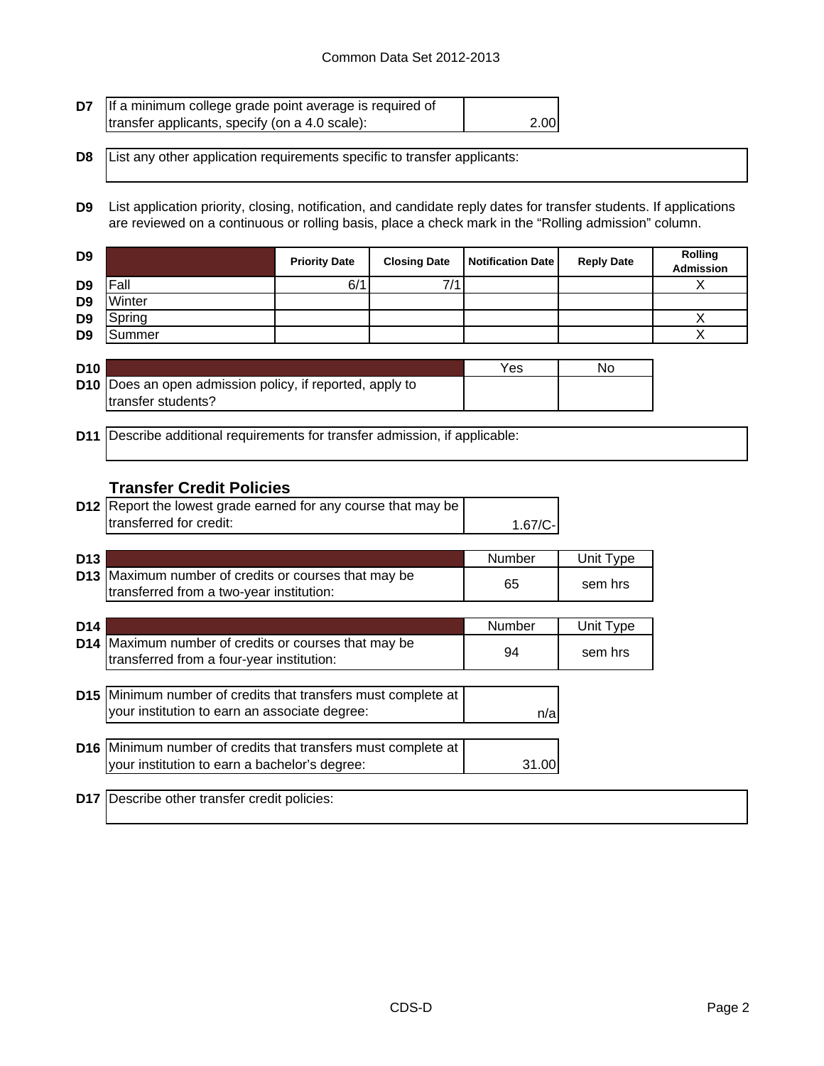| | | |
|---|---|---|
| D7 | If a minimum college grade point average is required of transfer applicants, specify (on a 4.0 scale): | 2.00 |

| | |
|---|---|
| D8 | List any other application requirements specific to transfer applicants: |

**D9** List application priority, closing, notification, and candidate reply dates for transfer students. If applications are reviewed on a continuous or rolling basis, place a check mark in the "Rolling admission" column.

| D9 | | Priority Date | Closing Date | Notification Date | Reply Date | Rolling Admission |
|---|---|---|---|---|---|---|
| D9 | Fall | 6/1 | 7/1 | | | X |
| D9 | Winter | | | | | |
| D9 | Spring | | | | | X |
| D9 | Summer | | | | | X |

| D10 | | Yes | No |
|---|---|---|---|
| D10 | Does an open admission policy, if reported, apply to transfer students? | | |

| | |
|---|---|
| D11 | Describe additional requirements for transfer admission, if applicable: |

## Transfer Credit Policies

| | | |
|---|---|---|
| D12 | Report the lowest grade earned for any course that may be transferred for credit: | 1.67/C- |

| D13 | | Number | Unit Type |
|---|---|---|---|
| D13 | Maximum number of credits or courses that may be transferred from a two-year institution: | 65 | sem hrs |

| D14 | | Number | Unit Type |
|---|---|---|---|
| D14 | Maximum number of credits or courses that may be transferred from a four-year institution: | 94 | sem hrs |

| | | |
|---|---|---|
| D15 | Minimum number of credits that transfers must complete at your institution to earn an associate degree: | n/a |

| | | |
|---|---|---|
| D16 | Minimum number of credits that transfers must complete at your institution to earn a bachelor's degree: | 31.00 |

| | |
|---|---|
| D17 | Describe other transfer credit policies: |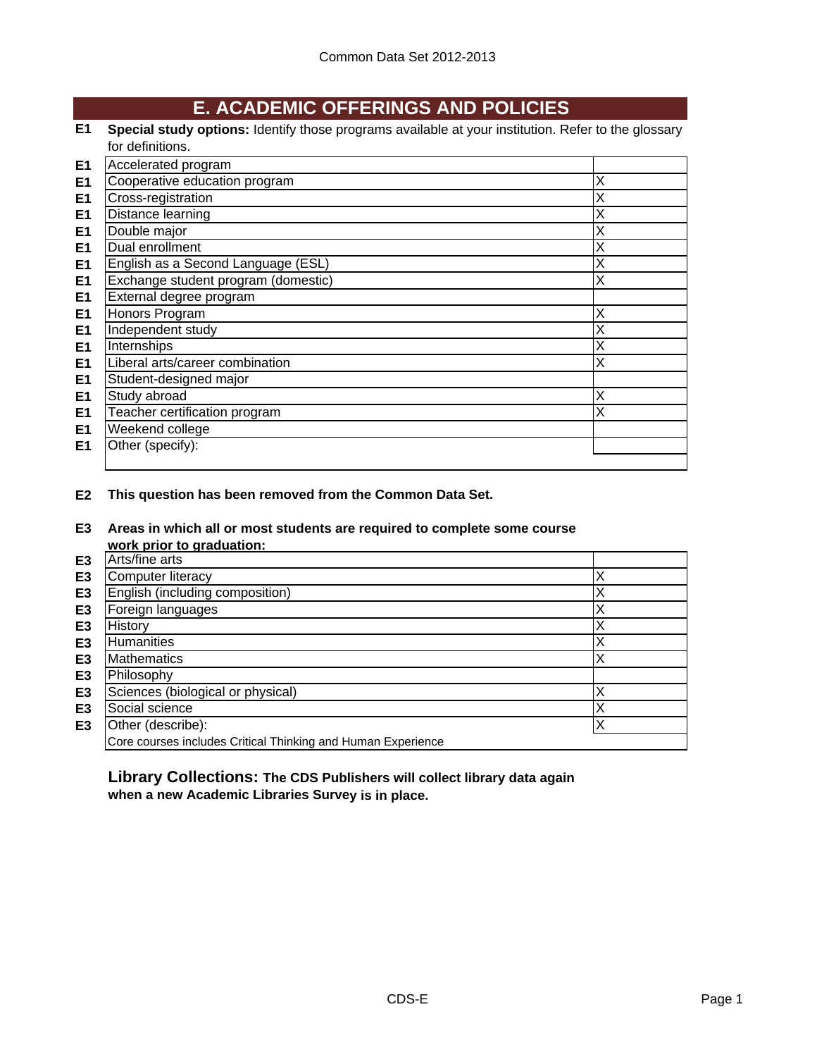# E. ACADEMIC OFFERINGS AND POLICIES

**E1** **Special study options:** Identify those programs available at your institution. Refer to the glossary for definitions.

| | | |
|---|---|---|
| E1 | Accelerated program | |
| E1 | Cooperative education program | X |
| E1 | Cross-registration | X |
| E1 | Distance learning | X |
| E1 | Double major | X |
| E1 | Dual enrollment | X |
| E1 | English as a Second Language (ESL) | X |
| E1 | Exchange student program (domestic) | X |
| E1 | External degree program | |
| E1 | Honors Program | X |
| E1 | Independent study | X |
| E1 | Internships | X |
| E1 | Liberal arts/career combination | X |
| E1 | Student-designed major | |
| E1 | Study abroad | X |
| E1 | Teacher certification program | X |
| E1 | Weekend college | |
| E1 | Other (specify): | |

**E2** **This question has been removed from the Common Data Set.**

**E3** **Areas in which all or most students are required to complete some course work prior to graduation:**

| | | |
|---|---|---|
| E3 | Arts/fine arts | |
| E3 | Computer literacy | X |
| E3 | English (including composition) | X |
| E3 | Foreign languages | X |
| E3 | History | X |
| E3 | Humanities | X |
| E3 | Mathematics | X |
| E3 | Philosophy | |
| E3 | Sciences (biological or physical) | X |
| E3 | Social science | X |
| E3 | Other (describe): | X |
| | Core courses includes Critical Thinking and Human Experience | |

**Library Collections:** **The CDS Publishers will collect library data again when a new Academic Libraries Survey is in place.**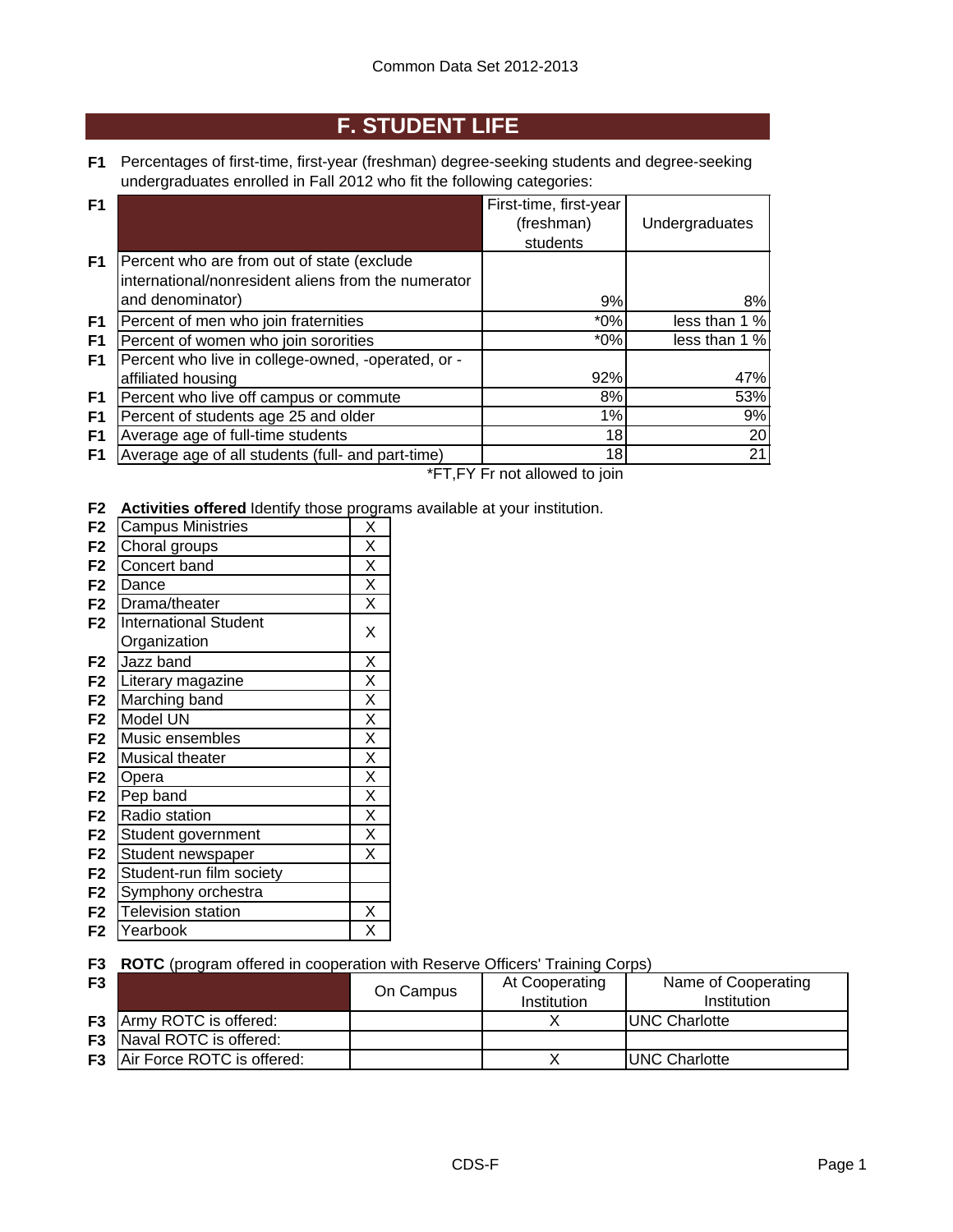# F. STUDENT LIFE

**F1** Percentages of first-time, first-year (freshman) degree-seeking students and degree-seeking undergraduates enrolled in Fall 2012 who fit the following categories:

| | | First-time, first-year (freshman) students | Undergraduates |
|---|---|---|---|
| F1 | Percent who are from out of state (exclude international/nonresident aliens from the numerator and denominator) | 9% | 8% |
| F1 | Percent of men who join fraternities | *0% | less than 1 % |
| F1 | Percent of women who join sororities | *0% | less than 1 % |
| F1 | Percent who live in college-owned, -operated, or -affiliated housing | 92% | 47% |
| F1 | Percent who live off campus or commute | 8% | 53% |
| F1 | Percent of students age 25 and older | 1% | 9% |
| F1 | Average age of full-time students | 18 | 20 |
| F1 | Average age of all students (full- and part-time) | 18 | 21 |

*FT,FY Fr not allowed to join

**F2** **Activities offered** Identify those programs available at your institution.

| | Activity | |
|---|---|---|
| F2 | Campus Ministries | X |
| F2 | Choral groups | X |
| F2 | Concert band | X |
| F2 | Dance | X |
| F2 | Drama/theater | X |
| F2 | International Student Organization | X |
| F2 | Jazz band | X |
| F2 | Literary magazine | X |
| F2 | Marching band | X |
| F2 | Model UN | X |
| F2 | Music ensembles | X |
| F2 | Musical theater | X |
| F2 | Opera | X |
| F2 | Pep band | X |
| F2 | Radio station | X |
| F2 | Student government | X |
| F2 | Student newspaper | X |
| F2 | Student-run film society | |
| F2 | Symphony orchestra | |
| F2 | Television station | X |
| F2 | Yearbook | X |

**F3** **ROTC** (program offered in cooperation with Reserve Officers' Training Corps)

| | | On Campus | At Cooperating Institution | Name of Cooperating Institution |
|---|---|---|---|---|
| F3 | Army ROTC is offered: | | X | UNC Charlotte |
| F3 | Naval ROTC is offered: | | | |
| F3 | Air Force ROTC is offered: | | X | UNC Charlotte |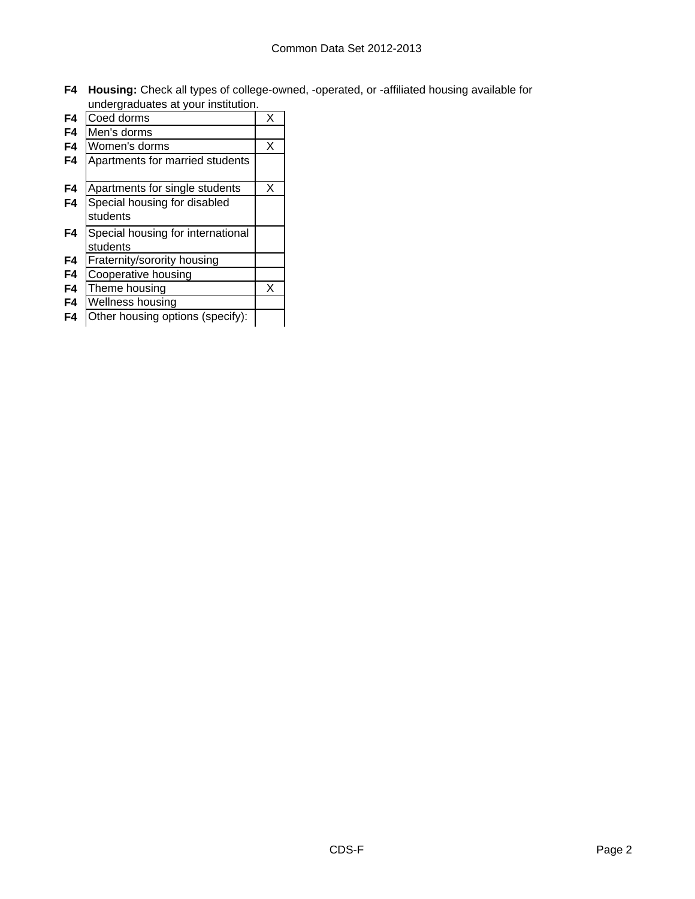**F4 Housing:** Check all types of college-owned, -operated, or -affiliated housing available for undergraduates at your institution.

| | | |
|---|---|---|
| F4 | Coed dorms | X |
| F4 | Men's dorms | |
| F4 | Women's dorms | X |
| F4 | Apartments for married students | |
| F4 | Apartments for single students | X |
| F4 | Special housing for disabled students | |
| F4 | Special housing for international students | |
| F4 | Fraternity/sorority housing | |
| F4 | Cooperative housing | |
| F4 | Theme housing | X |
| F4 | Wellness housing | |
| F4 | Other housing options (specify): | |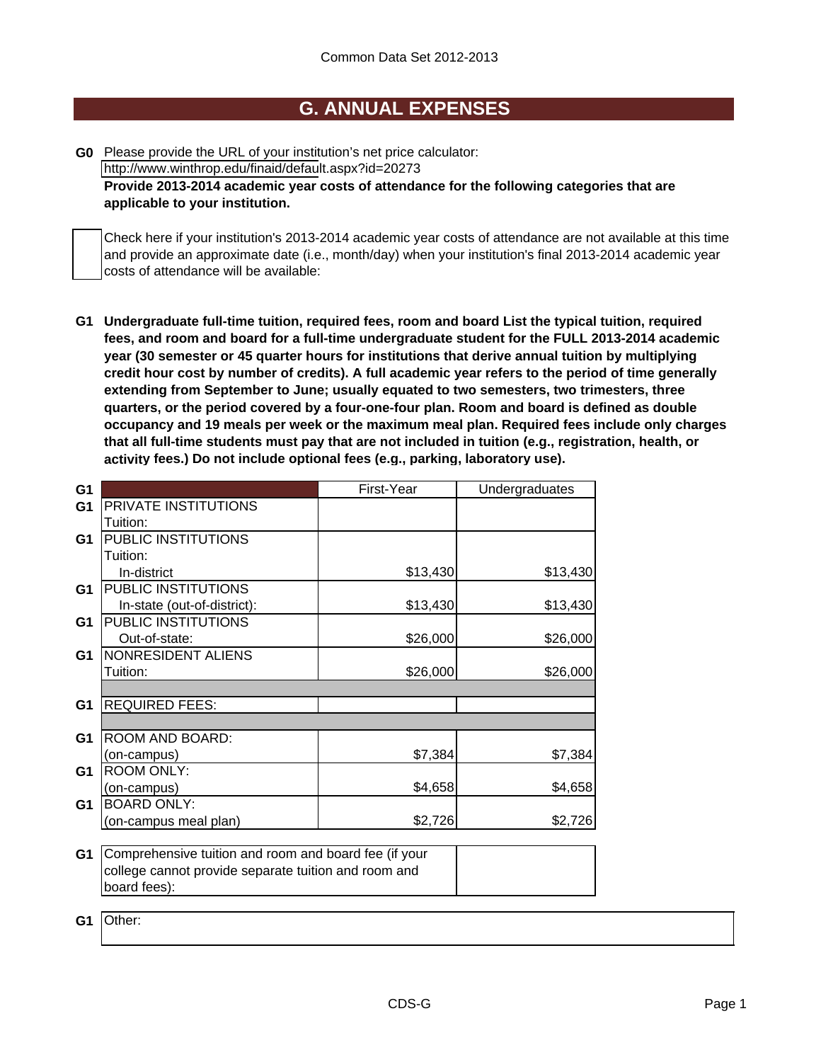Common Data Set 2012-2013

## G. ANNUAL EXPENSES

**G0** Please provide the URL of your institution's net price calculator:
http://www.winthrop.edu/finaid/default.aspx?id=20273

**Provide 2013-2014 academic year costs of attendance for the following categories that are applicable to your institution.**

☐ Check here if your institution's 2013-2014 academic year costs of attendance are not available at this time and provide an approximate date (i.e., month/day) when your institution's final 2013-2014 academic year costs of attendance will be available:

**G1 Undergraduate full-time tuition, required fees, room and board List the typical tuition, required fees, and room and board for a full-time undergraduate student for the FULL 2013-2014 academic year (30 semester or 45 quarter hours for institutions that derive annual tuition by multiplying credit hour cost by number of credits). A full academic year refers to the period of time generally extending from September to June; usually equated to two semesters, two trimesters, three quarters, or the period covered by a four-one-four plan. Room and board is defined as double occupancy and 19 meals per week or the maximum meal plan. Required fees include only charges that all full-time students must pay that are not included in tuition (e.g., registration, health, or activity fees.) Do not include optional fees (e.g., parking, laboratory use).**

| | | First-Year | Undergraduates |
|---|---|---|---|
| G1 | PRIVATE INSTITUTIONS Tuition: | | |
| G1 | PUBLIC INSTITUTIONS Tuition: In-district | $13,430 | $13,430 |
| G1 | PUBLIC INSTITUTIONS In-state (out-of-district): | $13,430 | $13,430 |
| G1 | PUBLIC INSTITUTIONS Out-of-state: | $26,000 | $26,000 |
| G1 | NONRESIDENT ALIENS Tuition: | $26,000 | $26,000 |
| G1 | REQUIRED FEES: | | |
| G1 | ROOM AND BOARD: (on-campus) | $7,384 | $7,384 |
| G1 | ROOM ONLY: (on-campus) | $4,658 | $4,658 |
| G1 | BOARD ONLY: (on-campus meal plan) | $2,726 | $2,726 |

| | | |
|---|---|---|
| G1 | Comprehensive tuition and room and board fee (if your college cannot provide separate tuition and room and board fees): | |

| | |
|---|---|
| G1 | Other: |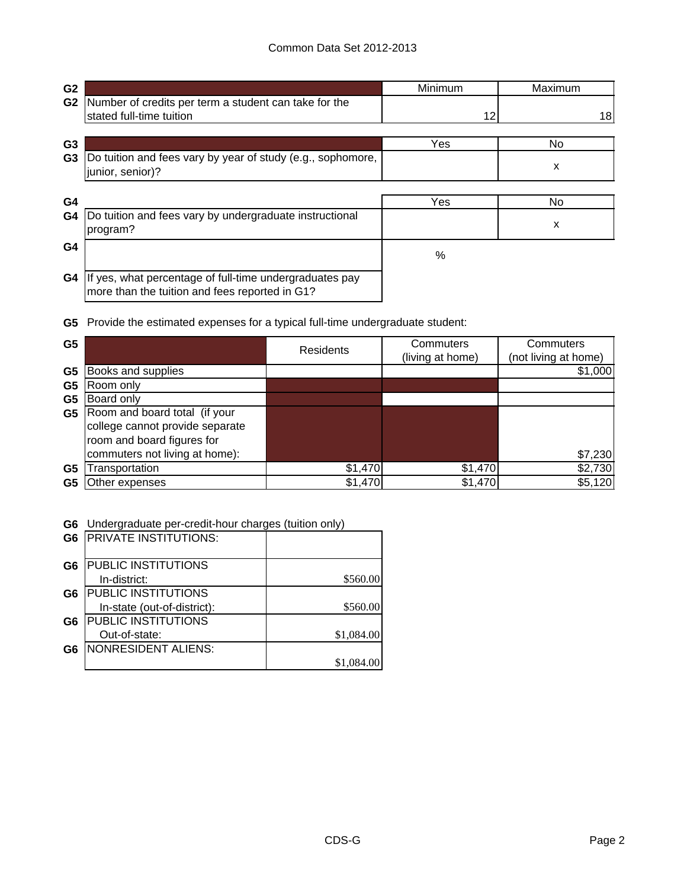Common Data Set 2012-2013

| G2 | | Minimum | Maximum |
|---|---|---|---|
| G2 | Number of credits per term a student can take for the stated full-time tuition | 12 | 18 |

| G3 | | Yes | No |
|---|---|---|---|
| G3 | Do tuition and fees vary by year of study (e.g., sophomore, junior, senior)? | | x |

| G4 | | Yes | No |
|---|---|---|---|
| G4 | Do tuition and fees vary by undergraduate instructional program? | | x |
| G4 | | % | |
| G4 | If yes, what percentage of full-time undergraduates pay more than the tuition and fees reported in G1? | | |

**G5** Provide the estimated expenses for a typical full-time undergraduate student:

| G5 | | Residents | Commuters (living at home) | Commuters (not living at home) |
|---|---|---|---|---|
| G5 | Books and supplies | | | $1,000 |
| G5 | Room only | | | |
| G5 | Board only | | | |
| G5 | Room and board total (if your college cannot provide separate room and board figures for commuters not living at home): | | | $7,230 |
| G5 | Transportation | $1,470 | $1,470 | $2,730 |
| G5 | Other expenses | $1,470 | $1,470 | $5,120 |

**G6** Undergraduate per-credit-hour charges (tuition only)

| G6 | | |
|---|---|---|
| G6 | PRIVATE INSTITUTIONS: | |
| G6 | PUBLIC INSTITUTIONS In-district: | $560.00 |
| G6 | PUBLIC INSTITUTIONS In-state (out-of-district): | $560.00 |
| G6 | PUBLIC INSTITUTIONS Out-of-state: | $1,084.00 |
| G6 | NONRESIDENT ALIENS: | $1,084.00 |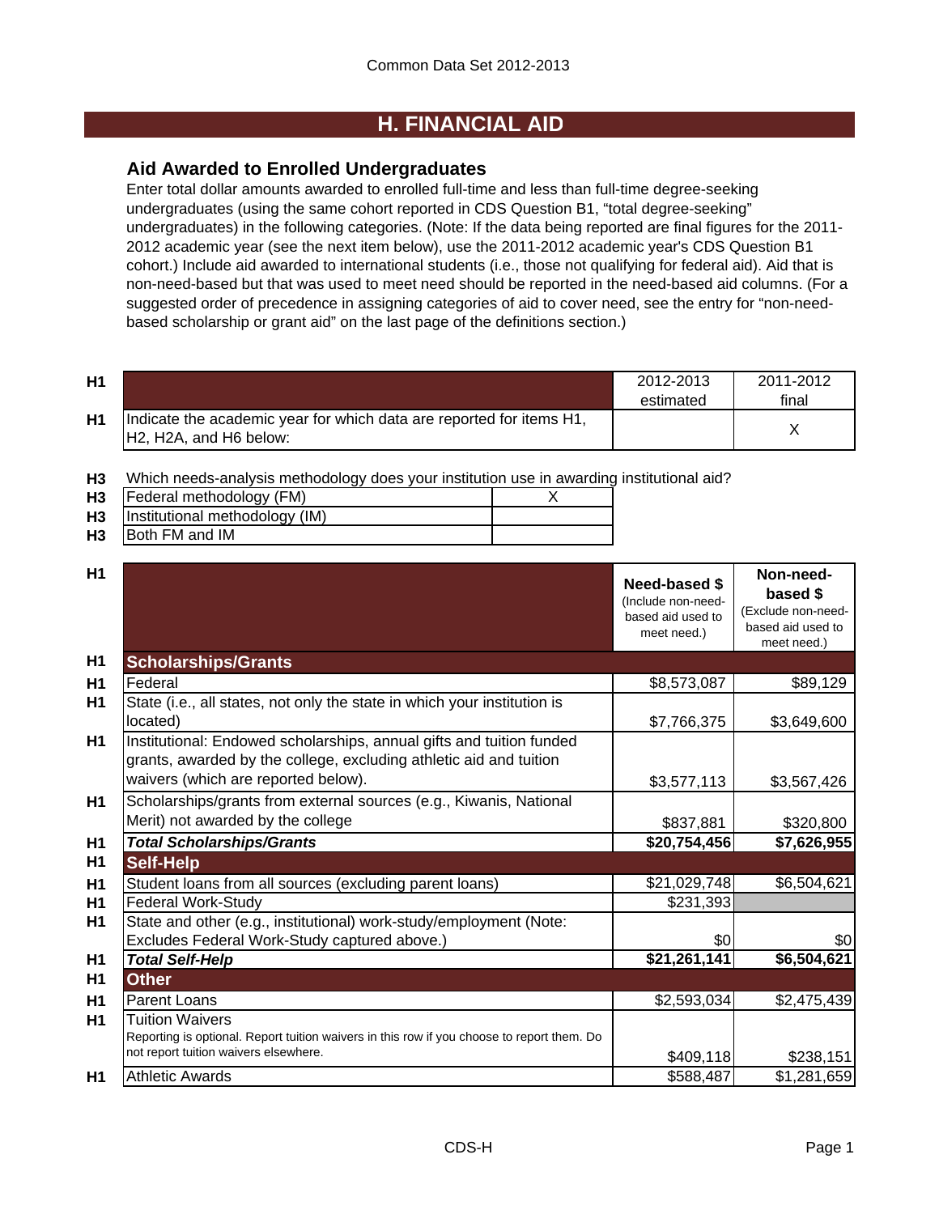# H. FINANCIAL AID

## Aid Awarded to Enrolled Undergraduates

Enter total dollar amounts awarded to enrolled full-time and less than full-time degree-seeking undergraduates (using the same cohort reported in CDS Question B1, "total degree-seeking" undergraduates) in the following categories. (Note: If the data being reported are final figures for the 2011-2012 academic year (see the next item below), use the 2011-2012 academic year's CDS Question B1 cohort.) Include aid awarded to international students (i.e., those not qualifying for federal aid). Aid that is non-need-based but that was used to meet need should be reported in the need-based aid columns. (For a suggested order of precedence in assigning categories of aid to cover need, see the entry for "non-need-based scholarship or grant aid" on the last page of the definitions section.)

| | | 2012-2013 estimated | 2011-2012 final |
|---|---|---|---|
| H1 | Indicate the academic year for which data are reported for items H1, H2, H2A, and H6 below: | | X |

**H3** Which needs-analysis methodology does your institution use in awarding institutional aid?

| | | |
|---|---|---|
| H3 | Federal methodology (FM) | X |
| H3 | Institutional methodology (IM) | |
| H3 | Both FM and IM | |

| | | Need-based $ (Include non-need-based aid used to meet need.) | Non-need-based $ (Exclude non-need-based aid used to meet need.) |
|---|---|---|---|
| H1 | **Scholarships/Grants** | | |
| H1 | Federal | $8,573,087 | $89,129 |
| H1 | State (i.e., all states, not only the state in which your institution is located) | $7,766,375 | $3,649,600 |
| H1 | Institutional: Endowed scholarships, annual gifts and tuition funded grants, awarded by the college, excluding athletic aid and tuition waivers (which are reported below). | $3,577,113 | $3,567,426 |
| H1 | Scholarships/grants from external sources (e.g., Kiwanis, National Merit) not awarded by the college | $837,881 | $320,800 |
| H1 | ***Total Scholarships/Grants*** | **$20,754,456** | **$7,626,955** |
| H1 | **Self-Help** | | |
| H1 | Student loans from all sources (excluding parent loans) | $21,029,748 | $6,504,621 |
| H1 | Federal Work-Study | $231,393 | |
| H1 | State and other (e.g., institutional) work-study/employment (Note: Excludes Federal Work-Study captured above.) | $0 | $0 |
| H1 | ***Total Self-Help*** | **$21,261,141** | **$6,504,621** |
| H1 | **Other** | | |
| H1 | Parent Loans | $2,593,034 | $2,475,439 |
| H1 | Tuition Waivers<br>Reporting is optional. Report tuition waivers in this row if you choose to report them. Do not report tuition waivers elsewhere. | $409,118 | $238,151 |
| H1 | Athletic Awards | $588,487 | $1,281,659 |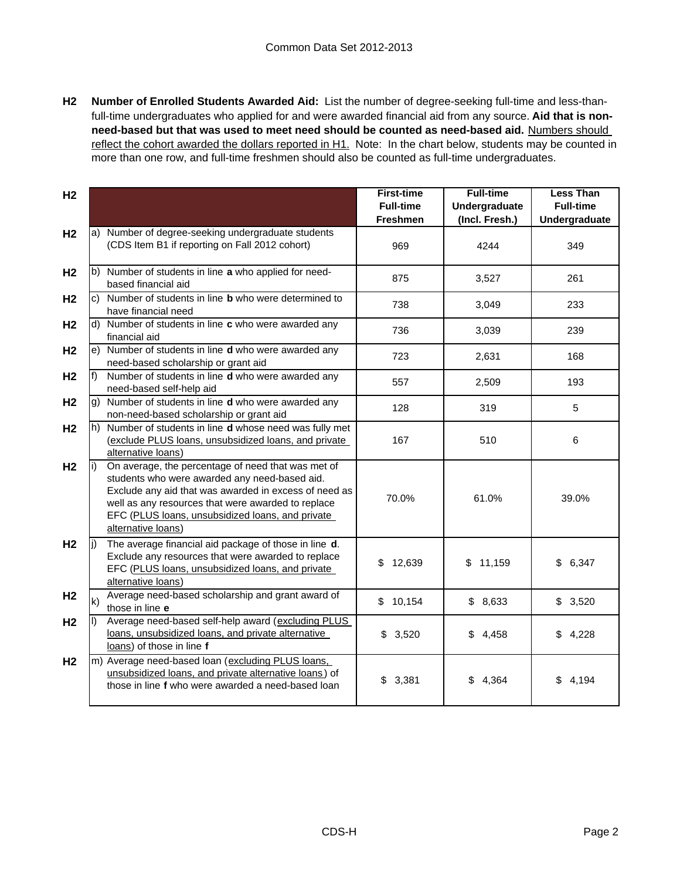**H2 Number of Enrolled Students Awarded Aid:** List the number of degree-seeking full-time and less-than-full-time undergraduates who applied for and were awarded financial aid from any source. **Aid that is non-need-based but that was used to meet need should be counted as need-based aid.** Numbers should reflect the cohort awarded the dollars reported in H1. Note: In the chart below, students may be counted in more than one row, and full-time freshmen should also be counted as full-time undergraduates.

| H2 | | First-time Full-time Freshmen | Full-time Undergraduate (Incl. Fresh.) | Less Than Full-time Undergraduate |
|---|---|---|---|---|
| H2 | a) Number of degree-seeking undergraduate students (CDS Item B1 if reporting on Fall 2012 cohort) | 969 | 4244 | 349 |
| H2 | b) Number of students in line **a** who applied for need-based financial aid | 875 | 3,527 | 261 |
| H2 | c) Number of students in line **b** who were determined to have financial need | 738 | 3,049 | 233 |
| H2 | d) Number of students in line **c** who were awarded any financial aid | 736 | 3,039 | 239 |
| H2 | e) Number of students in line **d** who were awarded any need-based scholarship or grant aid | 723 | 2,631 | 168 |
| H2 | f) Number of students in line **d** who were awarded any need-based self-help aid | 557 | 2,509 | 193 |
| H2 | g) Number of students in line **d** who were awarded any non-need-based scholarship or grant aid | 128 | 319 | 5 |
| H2 | h) Number of students in line **d** whose need was fully met (exclude PLUS loans, unsubsidized loans, and private alternative loans) | 167 | 510 | 6 |
| H2 | i) On average, the percentage of need that was met of students who were awarded any need-based aid. Exclude any aid that was awarded in excess of need as well as any resources that were awarded to replace EFC (PLUS loans, unsubsidized loans, and private alternative loans) | 70.0% | 61.0% | 39.0% |
| H2 | j) The average financial aid package of those in line **d**. Exclude any resources that were awarded to replace EFC (PLUS loans, unsubsidized loans, and private alternative loans) | $ 12,639 | $ 11,159 | $ 6,347 |
| H2 | k) Average need-based scholarship and grant award of those in line **e** | $ 10,154 | $ 8,633 | $ 3,520 |
| H2 | l) Average need-based self-help award (excluding PLUS loans, unsubsidized loans, and private alternative loans) of those in line **f** | $ 3,520 | $ 4,458 | $ 4,228 |
| H2 | m) Average need-based loan (excluding PLUS loans, unsubsidized loans, and private alternative loans) of those in line **f** who were awarded a need-based loan | $ 3,381 | $ 4,364 | $ 4,194 |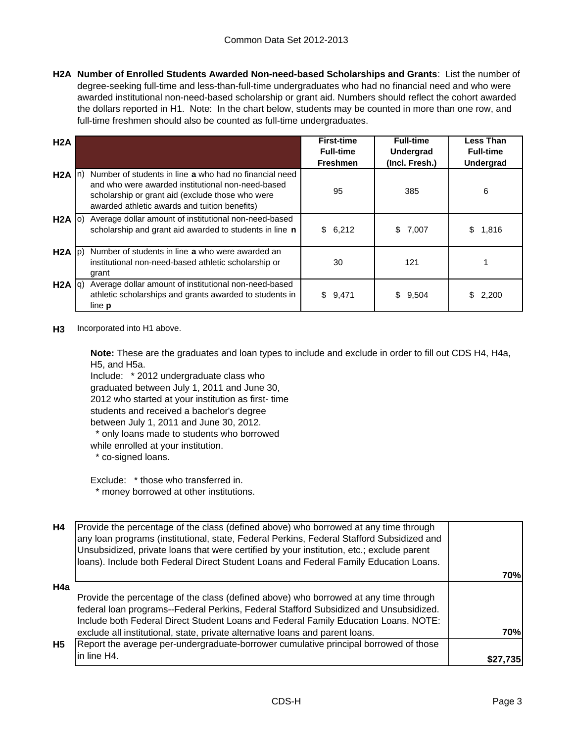**H2A Number of Enrolled Students Awarded Non-need-based Scholarships and Grants**: List the number of degree-seeking full-time and less-than-full-time undergraduates who had no financial need and who were awarded institutional non-need-based scholarship or grant aid. Numbers should reflect the cohort awarded the dollars reported in H1. Note: In the chart below, students may be counted in more than one row, and full-time freshmen should also be counted as full-time undergraduates.

| H2A | | | First-time Full-time Freshmen | Full-time Undergrad (Incl. Fresh.) | Less Than Full-time Undergrad |
|---|---|---|---|---|---|
| H2A | n) | Number of students in line **a** who had no financial need and who were awarded institutional non-need-based scholarship or grant aid (exclude those who were awarded athletic awards and tuition benefits) | 95 | 385 | 6 |
| H2A | o) | Average dollar amount of institutional non-need-based scholarship and grant aid awarded to students in line **n** | $ 6,212 | $ 7,007 | $ 1,816 |
| H2A | p) | Number of students in line **a** who were awarded an institutional non-need-based athletic scholarship or grant | 30 | 121 | 1 |
| H2A | q) | Average dollar amount of institutional non-need-based athletic scholarships and grants awarded to students in line **p** | $ 9,471 | $ 9,504 | $ 2,200 |

**H3** Incorporated into H1 above.

**Note:** These are the graduates and loan types to include and exclude in order to fill out CDS H4, H4a, H5, and H5a.

Include: * 2012 undergraduate class who graduated between July 1, 2011 and June 30, 2012 who started at your institution as first- time students and received a bachelor's degree between July 1, 2011 and June 30, 2012.
* only loans made to students who borrowed while enrolled at your institution.
* co-signed loans.

Exclude: * those who transferred in.
* money borrowed at other institutions.

| | | |
|---|---|---|
| H4 | Provide the percentage of the class (defined above) who borrowed at any time through any loan programs (institutional, state, Federal Perkins, Federal Stafford Subsidized and Unsubsidized, private loans that were certified by your institution, etc.; exclude parent loans). Include both Federal Direct Student Loans and Federal Family Education Loans. | **70%** |
| H4a | Provide the percentage of the class (defined above) who borrowed at any time through federal loan programs--Federal Perkins, Federal Stafford Subsidized and Unsubsidized. Include both Federal Direct Student Loans and Federal Family Education Loans. NOTE: exclude all institutional, state, private alternative loans and parent loans. | **70%** |
| H5 | Report the average per-undergraduate-borrower cumulative principal borrowed of those in line H4. | **$27,735** |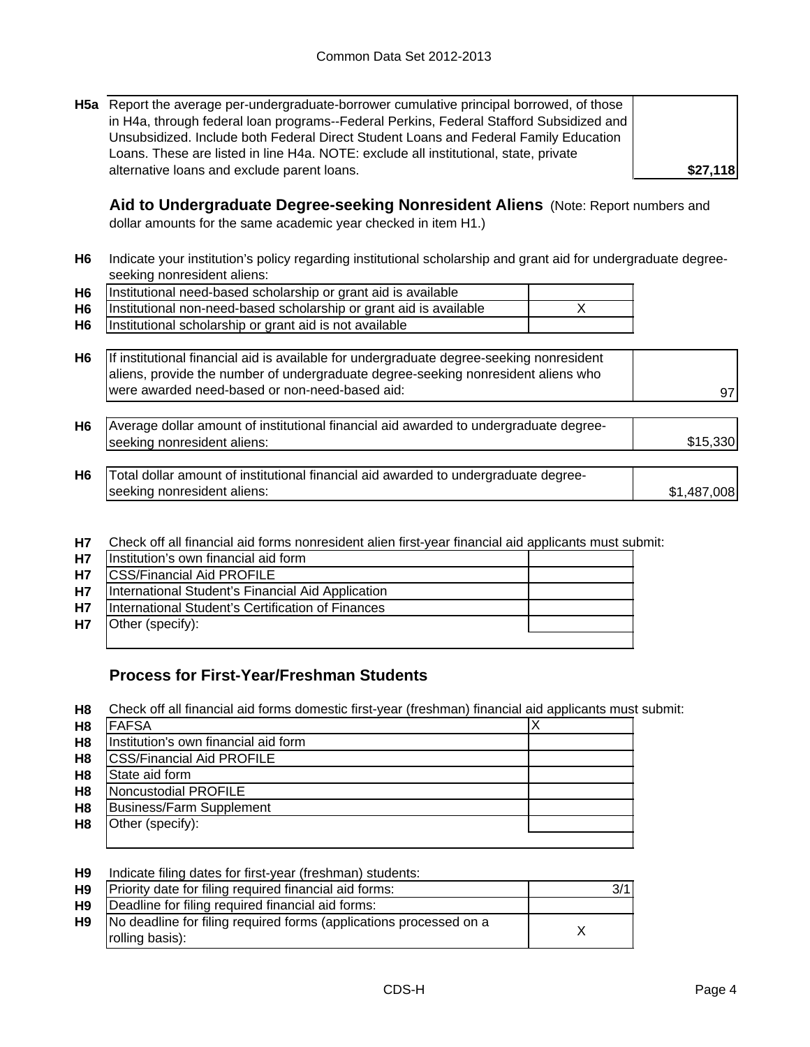| | | |
|---|---|---|
| H5a | Report the average per-undergraduate-borrower cumulative principal borrowed, of those in H4a, through federal loan programs--Federal Perkins, Federal Stafford Subsidized and Unsubsidized. Include both Federal Direct Student Loans and Federal Family Education Loans. These are listed in line H4a. NOTE: exclude all institutional, state, private alternative loans and exclude parent loans. | **$27,118** |

## Aid to Undergraduate Degree-seeking Nonresident Aliens

(Note: Report numbers and dollar amounts for the same academic year checked in item H1.)

H6 Indicate your institution's policy regarding institutional scholarship and grant aid for undergraduate degree-seeking nonresident aliens:

| | | |
|---|---|---|
| H6 | Institutional need-based scholarship or grant aid is available | |
| H6 | Institutional non-need-based scholarship or grant aid is available | X |
| H6 | Institutional scholarship or grant aid is not available | |

| | | |
|---|---|---|
| H6 | If institutional financial aid is available for undergraduate degree-seeking nonresident aliens, provide the number of undergraduate degree-seeking nonresident aliens who were awarded need-based or non-need-based aid: | 97 |
| H6 | Average dollar amount of institutional financial aid awarded to undergraduate degree-seeking nonresident aliens: | $15,330 |
| H6 | Total dollar amount of institutional financial aid awarded to undergraduate degree-seeking nonresident aliens: | $1,487,008 |

H7 Check off all financial aid forms nonresident alien first-year financial aid applicants must submit:

| | | |
|---|---|---|
| H7 | Institution's own financial aid form | |
| H7 | CSS/Financial Aid PROFILE | |
| H7 | International Student's Financial Aid Application | |
| H7 | International Student's Certification of Finances | |
| H7 | Other (specify): | |

## Process for First-Year/Freshman Students

H8 Check off all financial aid forms domestic first-year (freshman) financial aid applicants must submit:

| | | |
|---|---|---|
| H8 | FAFSA | X |
| H8 | Institution's own financial aid form | |
| H8 | CSS/Financial Aid PROFILE | |
| H8 | State aid form | |
| H8 | Noncustodial PROFILE | |
| H8 | Business/Farm Supplement | |
| H8 | Other (specify): | |

H9 Indicate filing dates for first-year (freshman) students:

| | | |
|---|---|---|
| H9 | Priority date for filing required financial aid forms: | 3/1 |
| H9 | Deadline for filing required financial aid forms: | |
| H9 | No deadline for filing required forms (applications processed on a rolling basis): | X |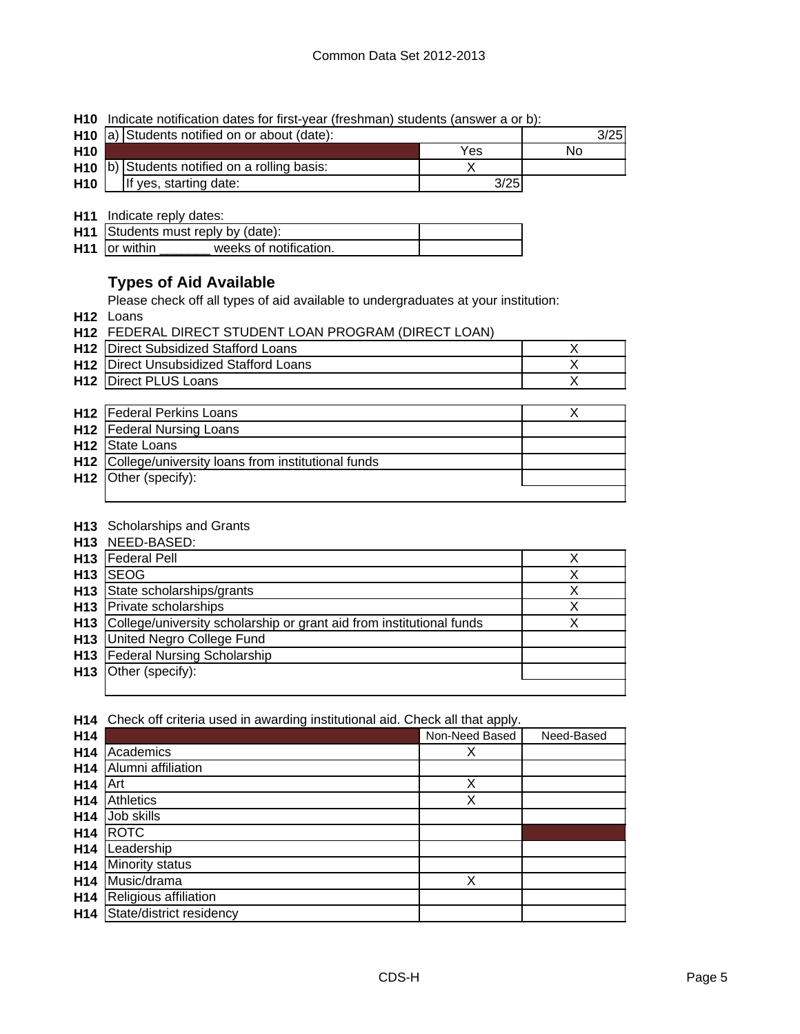H10 Indicate notification dates for first-year (freshman) students (answer a or b):

| | | | | |
|---|---|---|---|---|
| H10 | a) Students notified on or about (date): | | | 3/25 |
| H10 | | | Yes | No |
| H10 | b) Students notified on a rolling basis: | | X | |
| H10 | | If yes, starting date: | 3/25 | |

H11 Indicate reply dates:

| | | |
|---|---|---|
| H11 | Students must reply by (date): | |
| H11 | or within _______ weeks of notification. | |

## Types of Aid Available

Please check off all types of aid available to undergraduates at your institution:

H12 Loans

H12 FEDERAL DIRECT STUDENT LOAN PROGRAM (DIRECT LOAN)

| | | |
|---|---|---|
| H12 | Direct Subsidized Stafford Loans | X |
| H12 | Direct Unsubsidized Stafford Loans | X |
| H12 | Direct PLUS Loans | X |

| | | |
|---|---|---|
| H12 | Federal Perkins Loans | X |
| H12 | Federal Nursing Loans | |
| H12 | State Loans | |
| H12 | College/university loans from institutional funds | |
| H12 | Other (specify): | |

H13 Scholarships and Grants

H13 NEED-BASED:

| | | |
|---|---|---|
| H13 | Federal Pell | X |
| H13 | SEOG | X |
| H13 | State scholarships/grants | X |
| H13 | Private scholarships | X |
| H13 | College/university scholarship or grant aid from institutional funds | X |
| H13 | United Negro College Fund | |
| H13 | Federal Nursing Scholarship | |
| H13 | Other (specify): | |

H14 Check off criteria used in awarding institutional aid. Check all that apply.

| | | Non-Need Based | Need-Based |
|---|---|---|---|
| H14 | Academics | X | |
| H14 | Alumni affiliation | | |
| H14 | Art | X | |
| H14 | Athletics | X | |
| H14 | Job skills | | |
| H14 | ROTC | | |
| H14 | Leadership | | |
| H14 | Minority status | | |
| H14 | Music/drama | X | |
| H14 | Religious affiliation | | |
| H14 | State/district residency | | |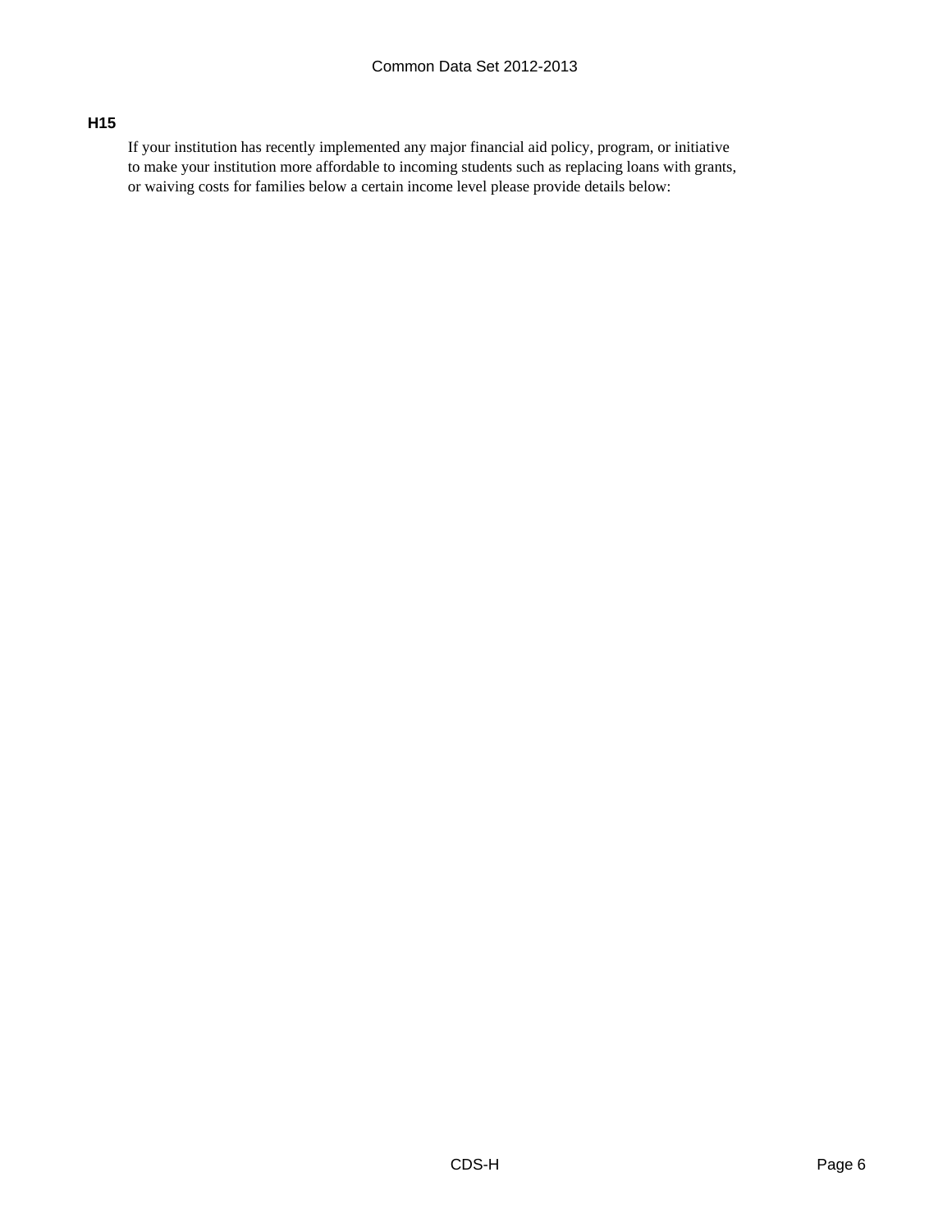### H15

If your institution has recently implemented any major financial aid policy, program, or initiative to make your institution more affordable to incoming students such as replacing loans with grants, or waiving costs for families below a certain income level please provide details below: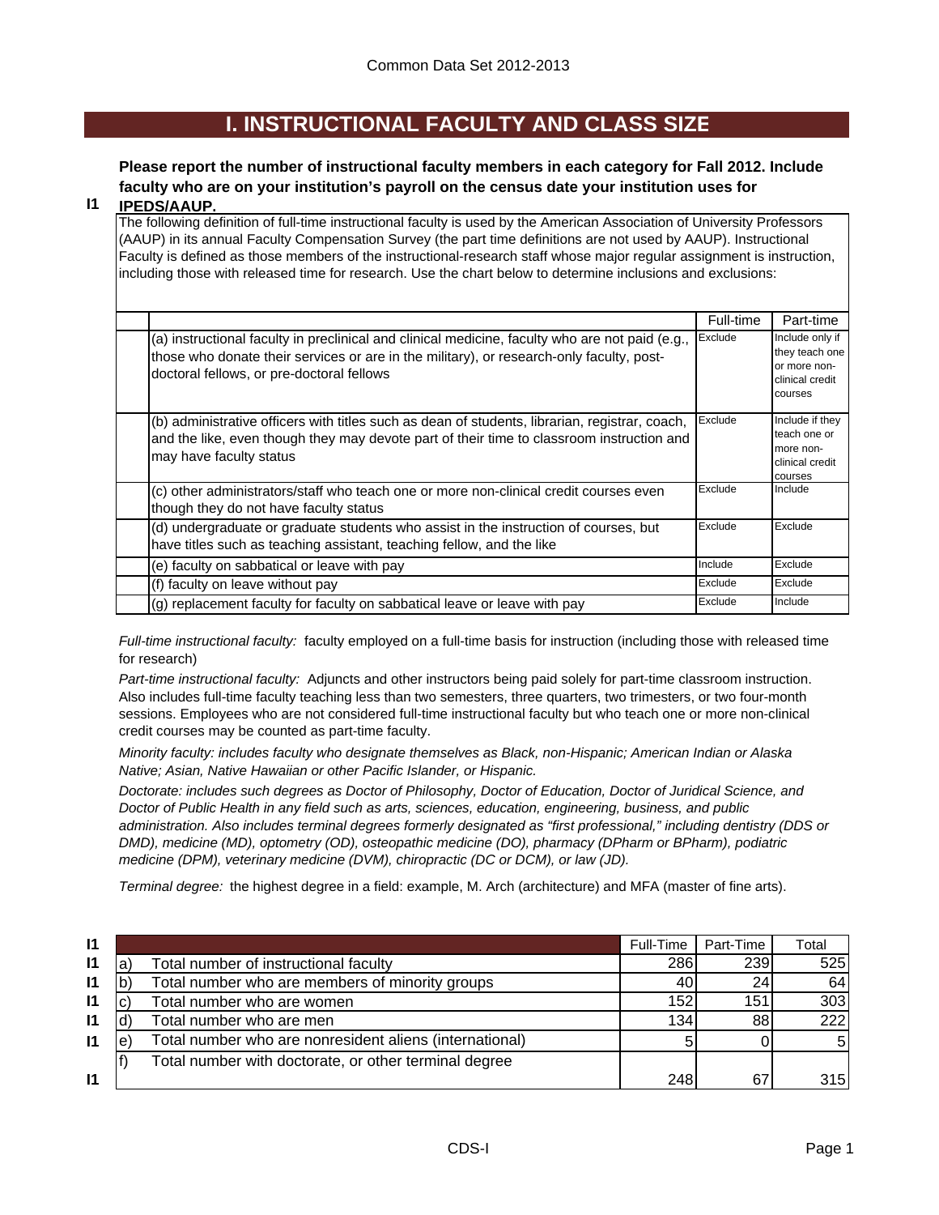# I. INSTRUCTIONAL FACULTY AND CLASS SIZE

**I1** **Please report the number of instructional faculty members in each category for Fall 2012. Include faculty who are on your institution's payroll on the census date your institution uses for IPEDS/AAUP.**

The following definition of full-time instructional faculty is used by the American Association of University Professors (AAUP) in its annual Faculty Compensation Survey (the part time definitions are not used by AAUP). Instructional Faculty is defined as those members of the instructional-research staff whose major regular assignment is instruction, including those with released time for research. Use the chart below to determine inclusions and exclusions:

| | Full-time | Part-time |
|---|---|---|
| (a) instructional faculty in preclinical and clinical medicine, faculty who are not paid (e.g., those who donate their services or are in the military), or research-only faculty, post-doctoral fellows, or pre-doctoral fellows | Exclude | Include only if they teach one or more non-clinical credit courses |
| (b) administrative officers with titles such as dean of students, librarian, registrar, coach, and the like, even though they may devote part of their time to classroom instruction and may have faculty status | Exclude | Include if they teach one or more non-clinical credit courses |
| (c) other administrators/staff who teach one or more non-clinical credit courses even though they do not have faculty status | Exclude | Include |
| (d) undergraduate or graduate students who assist in the instruction of courses, but have titles such as teaching assistant, teaching fellow, and the like | Exclude | Exclude |
| (e) faculty on sabbatical or leave with pay | Include | Exclude |
| (f) faculty on leave without pay | Exclude | Exclude |
| (g) replacement faculty for faculty on sabbatical leave or leave with pay | Exclude | Include |

*Full-time instructional faculty:* faculty employed on a full-time basis for instruction (including those with released time for research)

*Part-time instructional faculty:* Adjuncts and other instructors being paid solely for part-time classroom instruction. Also includes full-time faculty teaching less than two semesters, three quarters, two trimesters, or two four-month sessions. Employees who are not considered full-time instructional faculty but who teach one or more non-clinical credit courses may be counted as part-time faculty.

*Minority faculty: includes faculty who designate themselves as Black, non-Hispanic; American Indian or Alaska Native; Asian, Native Hawaiian or other Pacific Islander, or Hispanic.*

*Doctorate: includes such degrees as Doctor of Philosophy, Doctor of Education, Doctor of Juridical Science, and Doctor of Public Health in any field such as arts, sciences, education, engineering, business, and public administration. Also includes terminal degrees formerly designated as "first professional," including dentistry (DDS or DMD), medicine (MD), optometry (OD), osteopathic medicine (DO), pharmacy (DPharm or BPharm), podiatric medicine (DPM), veterinary medicine (DVM), chiropractic (DC or DCM), or law (JD).*

*Terminal degree:* the highest degree in a field: example, M. Arch (architecture) and MFA (master of fine arts).

| | | | Full-Time | Part-Time | Total |
|---|---|---|---|---|---|
| I1 | a) | Total number of instructional faculty | 286 | 239 | 525 |
| I1 | b) | Total number who are members of minority groups | 40 | 24 | 64 |
| I1 | c) | Total number who are women | 152 | 151 | 303 |
| I1 | d) | Total number who are men | 134 | 88 | 222 |
| I1 | e) | Total number who are nonresident aliens (international) | 5 | 0 | 5 |
| I1 | f) | Total number with doctorate, or other terminal degree | 248 | 67 | 315 |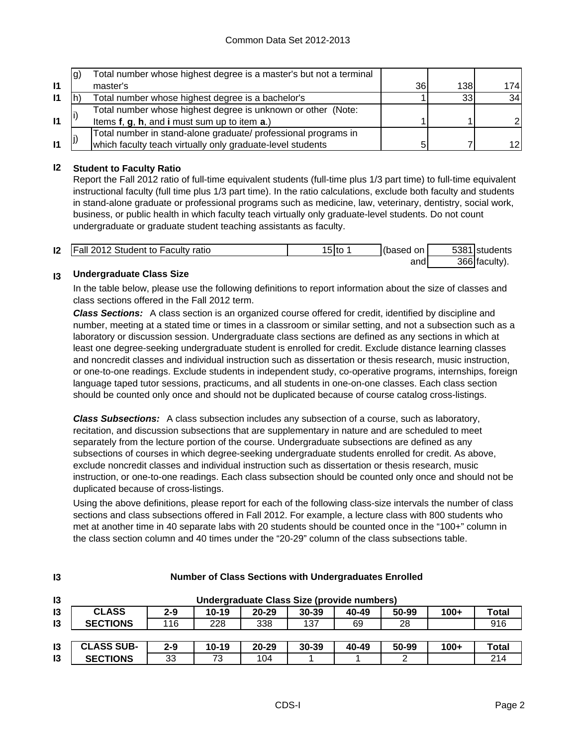| | | | | | |
|---|---|---|---|---|---|
| I1 | g) | Total number whose highest degree is a master's but not a terminal master's | 36 | 138 | 174 |
| I1 | h) | Total number whose highest degree is a bachelor's | 1 | 33 | 34 |
| I1 | i) | Total number whose highest degree is unknown or other (Note: Items **f**, **g**, **h**, and **i** must sum up to item **a**.) | 1 | 1 | 2 |
| I1 | j) | Total number in stand-alone graduate/ professional programs in which faculty teach virtually only graduate-level students | 5 | 7 | 12 |

## I2 Student to Faculty Ratio

Report the Fall 2012 ratio of full-time equivalent students (full-time plus 1/3 part time) to full-time equivalent instructional faculty (full time plus 1/3 part time). In the ratio calculations, exclude both faculty and students in stand-alone graduate or professional programs such as medicine, law, veterinary, dentistry, social work, business, or public health in which faculty teach virtually only graduate-level students. Do not count undergraduate or graduate student teaching assistants as faculty.

| | | | | | |
|---|---|---|---|---|---|
| I2 | Fall 2012 Student to Faculty ratio | 15 to 1 | (based on | 5381 | students |
| | | | and | 366 | faculty). |

## I3 Undergraduate Class Size

In the table below, please use the following definitions to report information about the size of classes and class sections offered in the Fall 2012 term.

***Class Sections:*** A class section is an organized course offered for credit, identified by discipline and number, meeting at a stated time or times in a classroom or similar setting, and not a subsection such as a laboratory or discussion session. Undergraduate class sections are defined as any sections in which at least one degree-seeking undergraduate student is enrolled for credit. Exclude distance learning classes and noncredit classes and individual instruction such as dissertation or thesis research, music instruction, or one-to-one readings. Exclude students in independent study, co-operative programs, internships, foreign language taped tutor sessions, practicums, and all students in one-on-one classes. Each class section should be counted only once and should not be duplicated because of course catalog cross-listings.

***Class Subsections:*** A class subsection includes any subsection of a course, such as laboratory, recitation, and discussion subsections that are supplementary in nature and are scheduled to meet separately from the lecture portion of the course. Undergraduate subsections are defined as any subsections of courses in which degree-seeking undergraduate students enrolled for credit. As above, exclude noncredit classes and individual instruction such as dissertation or thesis research, music instruction, or one-to-one readings. Each class subsection should be counted only once and should not be duplicated because of cross-listings.

Using the above definitions, please report for each of the following class-size intervals the number of class sections and class subsections offered in Fall 2012. For example, a lecture class with 800 students who met at another time in 40 separate labs with 20 students should be counted once in the "100+" column in the class section column and 40 times under the "20-29" column of the class subsections table.

**I3 Number of Class Sections with Undergraduates Enrolled**

**Undergraduate Class Size (provide numbers)**

| CLASS SECTIONS | 2-9 | 10-19 | 20-29 | 30-39 | 40-49 | 50-99 | 100+ | Total |
|---|---|---|---|---|---|---|---|---|
| | 116 | 228 | 338 | 137 | 69 | 28 | | 916 |

| CLASS SUB-SECTIONS | 2-9 | 10-19 | 20-29 | 30-39 | 40-49 | 50-99 | 100+ | Total |
|---|---|---|---|---|---|---|---|---|
| | 33 | 73 | 104 | 1 | 1 | 2 | | 214 |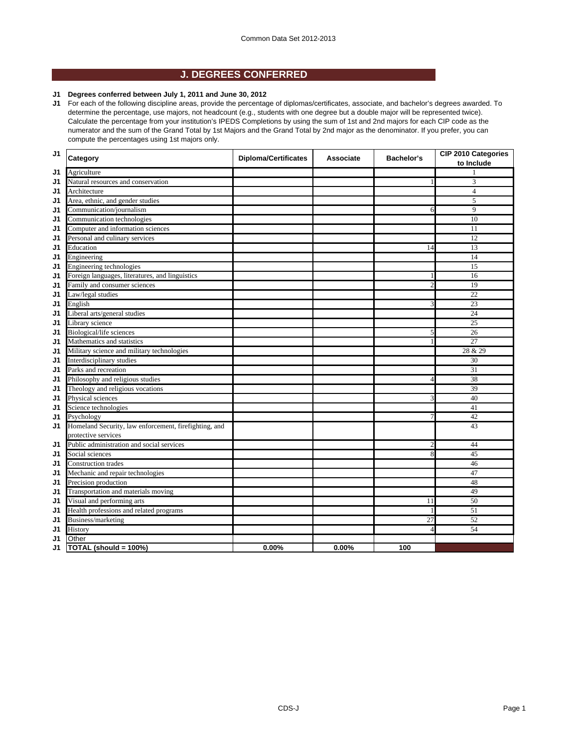## J. DEGREES CONFERRED

**J1 Degrees conferred between July 1, 2011 and June 30, 2012**

J1 For each of the following discipline areas, provide the percentage of diplomas/certificates, associate, and bachelor's degrees awarded. To determine the percentage, use majors, not headcount (e.g., students with one degree but a double major will be represented twice). Calculate the percentage from your institution's IPEDS Completions by using the sum of 1st and 2nd majors for each CIP code as the numerator and the sum of the Grand Total by 1st Majors and the Grand Total by 2nd major as the denominator. If you prefer, you can compute the percentages using 1st majors only.

| | Category | Diploma/Certificates | Associate | Bachelor's | CIP 2010 Categories to Include |
|---|---|---|---|---|---|
| J1 | Agriculture | | | | 1 |
| J1 | Natural resources and conservation | | | 1 | 3 |
| J1 | Architecture | | | | 4 |
| J1 | Area, ethnic, and gender studies | | | | 5 |
| J1 | Communication/journalism | | | 6 | 9 |
| J1 | Communication technologies | | | | 10 |
| J1 | Computer and information sciences | | | | 11 |
| J1 | Personal and culinary services | | | | 12 |
| J1 | Education | | | 14 | 13 |
| J1 | Engineering | | | | 14 |
| J1 | Engineering technologies | | | | 15 |
| J1 | Foreign languages, literatures, and linguistics | | | 1 | 16 |
| J1 | Family and consumer sciences | | | 2 | 19 |
| J1 | Law/legal studies | | | | 22 |
| J1 | English | | | 3 | 23 |
| J1 | Liberal arts/general studies | | | | 24 |
| J1 | Library science | | | | 25 |
| J1 | Biological/life sciences | | | 5 | 26 |
| J1 | Mathematics and statistics | | | 1 | 27 |
| J1 | Military science and military technologies | | | | 28 & 29 |
| J1 | Interdisciplinary studies | | | | 30 |
| J1 | Parks and recreation | | | | 31 |
| J1 | Philosophy and religious studies | | | 4 | 38 |
| J1 | Theology and religious vocations | | | | 39 |
| J1 | Physical sciences | | | 3 | 40 |
| J1 | Science technologies | | | | 41 |
| J1 | Psychology | | | 7 | 42 |
| J1 | Homeland Security, law enforcement, firefighting, and protective services | | | | 43 |
| J1 | Public administration and social services | | | 2 | 44 |
| J1 | Social sciences | | | 8 | 45 |
| J1 | Construction trades | | | | 46 |
| J1 | Mechanic and repair technologies | | | | 47 |
| J1 | Precision production | | | | 48 |
| J1 | Transportation and materials moving | | | | 49 |
| J1 | Visual and performing arts | | | 11 | 50 |
| J1 | Health professions and related programs | | | 1 | 51 |
| J1 | Business/marketing | | | 27 | 52 |
| J1 | History | | | 4 | 54 |
| J1 | Other | | | | |
| J1 | **TOTAL (should = 100%)** | **0.00%** | **0.00%** | **100** | |